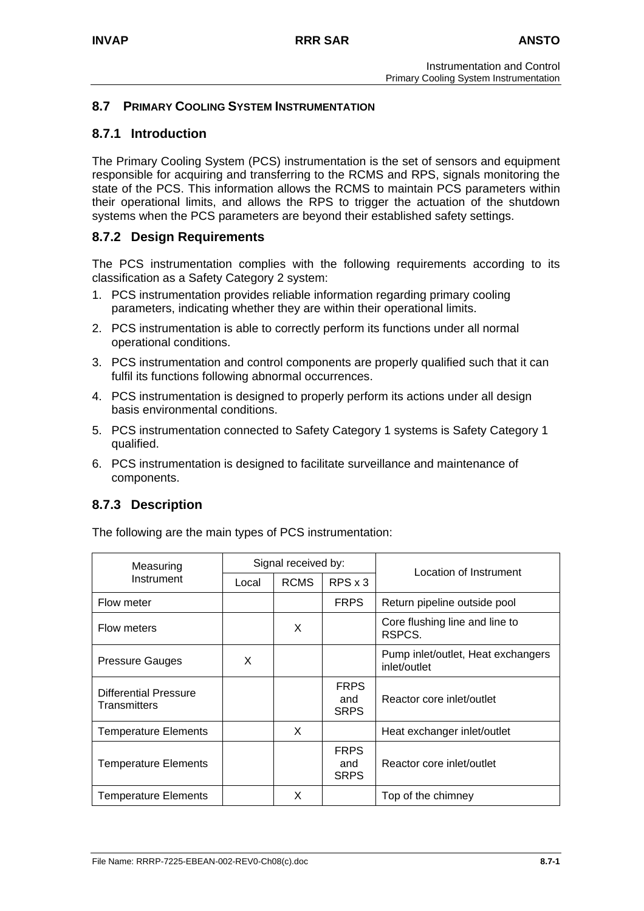## 8.7 PRIMARY COOLING SYSTEM INSTRUMENTATION

### 8.7.1 Introduction

The Primary Cooling System (PCS) instrumentation is the set of sensors and equipment responsible for acquiring and transferring to the RCMS and RPS, signals monitoring the state of the PCS. This information allows the RCMS to maintain PCS parameters within their operational limits, and allows the RPS to trigger the actuation of the shutdown systems when the PCS parameters are beyond their established safety settings.

### 8.7.2 Design Requirements

The PCS instrumentation complies with the following requirements according to its classification as a Safety Category 2 system:

1. PCS instrumentation provides reliable information regarding primary cooling parameters, indicating whether they are within their operational limits.
2. PCS instrumentation is able to correctly perform its functions under all normal operational conditions.
3. PCS instrumentation and control components are properly qualified such that it can fulfil its functions following abnormal occurrences.
4. PCS instrumentation is designed to properly perform its actions under all design basis environmental conditions.
5. PCS instrumentation connected to Safety Category 1 systems is Safety Category 1 qualified.
6. PCS instrumentation is designed to facilitate surveillance and maintenance of components.

### 8.7.3 Description

The following are the main types of PCS instrumentation:

| Measuring Instrument | Signal received by: | | | Location of Instrument |
|---|---|---|---|---|
| | Local | RCMS | RPS x 3 | |
| Flow meter | | | FRPS | Return pipeline outside pool |
| Flow meters | | X | | Core flushing line and line to RSPCS. |
| Pressure Gauges | X | | | Pump inlet/outlet, Heat exchangers inlet/outlet |
| Differential Pressure Transmitters | | | FRPS and SRPS | Reactor core inlet/outlet |
| Temperature Elements | | X | | Heat exchanger inlet/outlet |
| Temperature Elements | | | FRPS and SRPS | Reactor core inlet/outlet |
| Temperature Elements | | X | | Top of the chimney |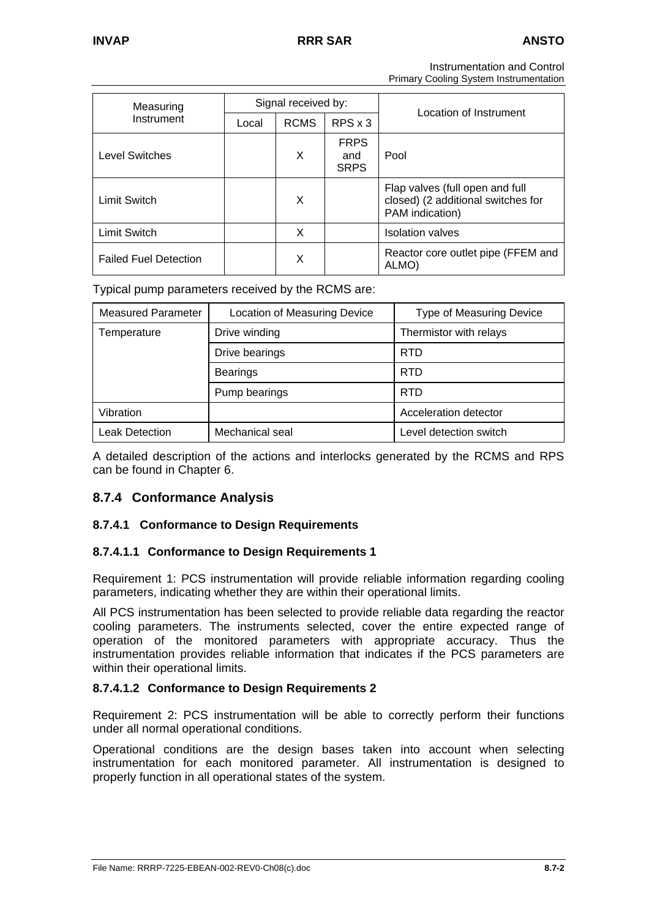| Measuring Instrument | Signal received by: | | | Location of Instrument |
|---|---|---|---|---|
| | Local | RCMS | RPS x 3 | |
| Level Switches | | X | FRPS and SRPS | Pool |
| Limit Switch | | X | | Flap valves (full open and full closed) (2 additional switches for PAM indication) |
| Limit Switch | | X | | Isolation valves |
| Failed Fuel Detection | | X | | Reactor core outlet pipe (FFEM and ALMO) |

Typical pump parameters received by the RCMS are:

| Measured Parameter | Location of Measuring Device | Type of Measuring Device |
|---|---|---|
| Temperature | Drive winding | Thermistor with relays |
| | Drive bearings | RTD |
| | Bearings | RTD |
| | Pump bearings | RTD |
| Vibration | | Acceleration detector |
| Leak Detection | Mechanical seal | Level detection switch |

A detailed description of the actions and interlocks generated by the RCMS and RPS can be found in Chapter 6.

## 8.7.4 Conformance Analysis

### 8.7.4.1 Conformance to Design Requirements

#### 8.7.4.1.1 Conformance to Design Requirements 1

Requirement 1: PCS instrumentation will provide reliable information regarding cooling parameters, indicating whether they are within their operational limits.

All PCS instrumentation has been selected to provide reliable data regarding the reactor cooling parameters. The instruments selected, cover the entire expected range of operation of the monitored parameters with appropriate accuracy. Thus the instrumentation provides reliable information that indicates if the PCS parameters are within their operational limits.

#### 8.7.4.1.2 Conformance to Design Requirements 2

Requirement 2: PCS instrumentation will be able to correctly perform their functions under all normal operational conditions.

Operational conditions are the design bases taken into account when selecting instrumentation for each monitored parameter. All instrumentation is designed to properly function in all operational states of the system.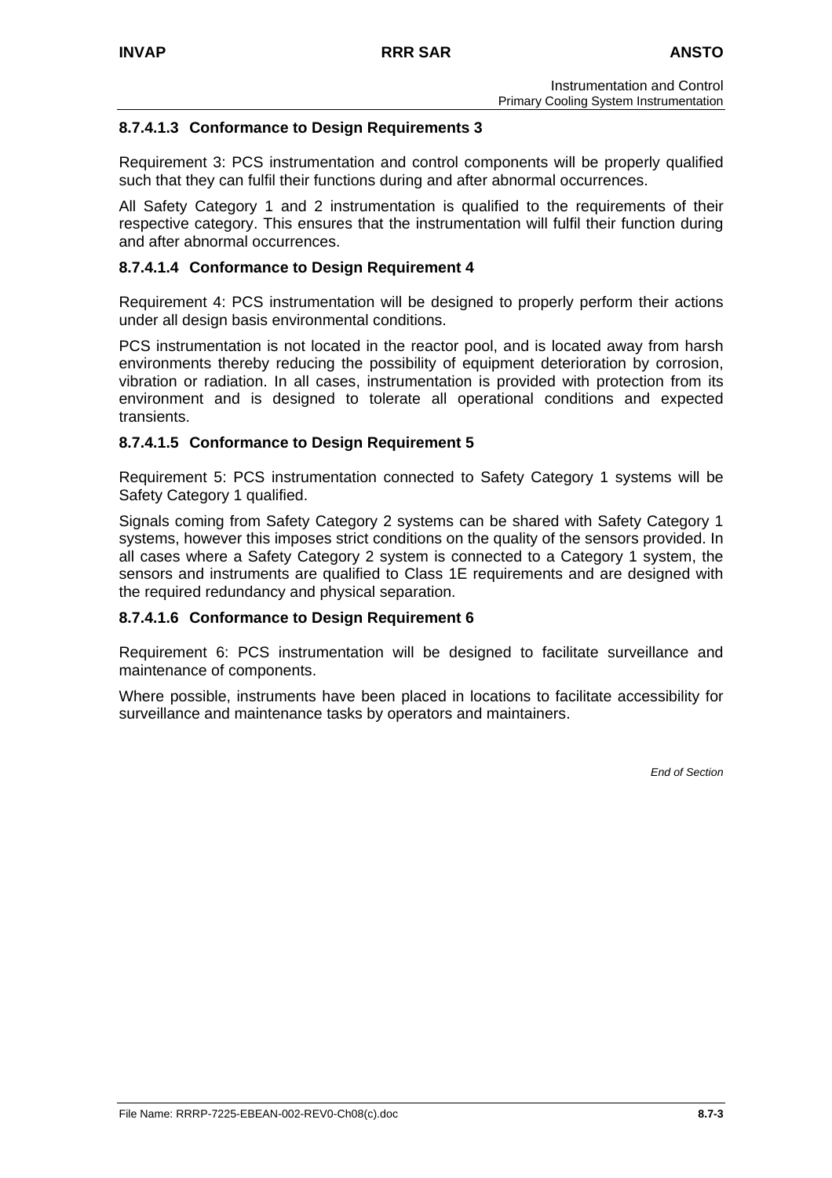#### 8.7.4.1.3 Conformance to Design Requirements 3

Requirement 3: PCS instrumentation and control components will be properly qualified such that they can fulfil their functions during and after abnormal occurrences.

All Safety Category 1 and 2 instrumentation is qualified to the requirements of their respective category. This ensures that the instrumentation will fulfil their function during and after abnormal occurrences.

#### 8.7.4.1.4 Conformance to Design Requirement 4

Requirement 4: PCS instrumentation will be designed to properly perform their actions under all design basis environmental conditions.

PCS instrumentation is not located in the reactor pool, and is located away from harsh environments thereby reducing the possibility of equipment deterioration by corrosion, vibration or radiation. In all cases, instrumentation is provided with protection from its environment and is designed to tolerate all operational conditions and expected transients.

#### 8.7.4.1.5 Conformance to Design Requirement 5

Requirement 5: PCS instrumentation connected to Safety Category 1 systems will be Safety Category 1 qualified.

Signals coming from Safety Category 2 systems can be shared with Safety Category 1 systems, however this imposes strict conditions on the quality of the sensors provided. In all cases where a Safety Category 2 system is connected to a Category 1 system, the sensors and instruments are qualified to Class 1E requirements and are designed with the required redundancy and physical separation.

#### 8.7.4.1.6 Conformance to Design Requirement 6

Requirement 6: PCS instrumentation will be designed to facilitate surveillance and maintenance of components.

Where possible, instruments have been placed in locations to facilitate accessibility for surveillance and maintenance tasks by operators and maintainers.

*End of Section*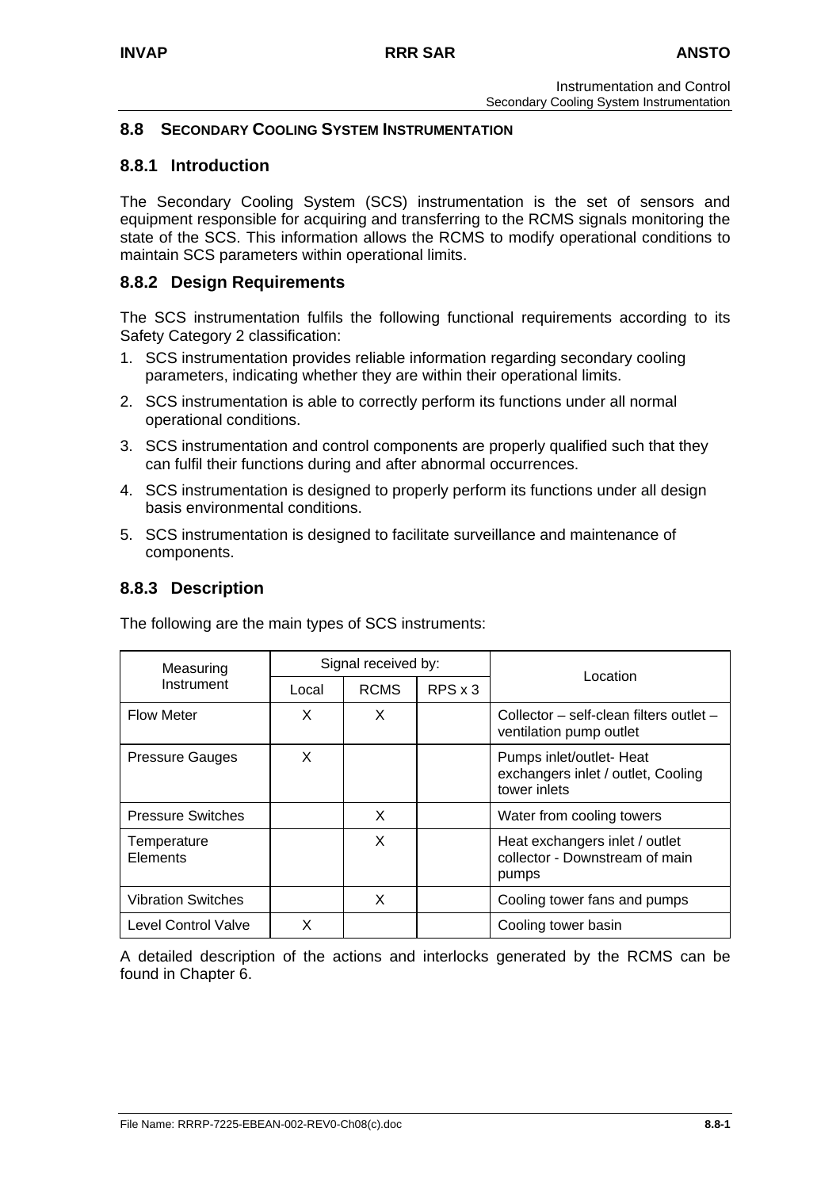## 8.8 SECONDARY COOLING SYSTEM INSTRUMENTATION

### 8.8.1 Introduction

The Secondary Cooling System (SCS) instrumentation is the set of sensors and equipment responsible for acquiring and transferring to the RCMS signals monitoring the state of the SCS. This information allows the RCMS to modify operational conditions to maintain SCS parameters within operational limits.

### 8.8.2 Design Requirements

The SCS instrumentation fulfils the following functional requirements according to its Safety Category 2 classification:

1. SCS instrumentation provides reliable information regarding secondary cooling parameters, indicating whether they are within their operational limits.
2. SCS instrumentation is able to correctly perform its functions under all normal operational conditions.
3. SCS instrumentation and control components are properly qualified such that they can fulfil their functions during and after abnormal occurrences.
4. SCS instrumentation is designed to properly perform its functions under all design basis environmental conditions.
5. SCS instrumentation is designed to facilitate surveillance and maintenance of components.

### 8.8.3 Description

The following are the main types of SCS instruments:

| Measuring Instrument | Signal received by: | | | Location |
|---|---|---|---|---|
| | Local | RCMS | RPS x 3 | |
| Flow Meter | X | X | | Collector – self-clean filters outlet – ventilation pump outlet |
| Pressure Gauges | X | | | Pumps inlet/outlet- Heat exchangers inlet / outlet, Cooling tower inlets |
| Pressure Switches | | X | | Water from cooling towers |
| Temperature Elements | | X | | Heat exchangers inlet / outlet collector - Downstream of main pumps |
| Vibration Switches | | X | | Cooling tower fans and pumps |
| Level Control Valve | X | | | Cooling tower basin |

A detailed description of the actions and interlocks generated by the RCMS can be found in Chapter 6.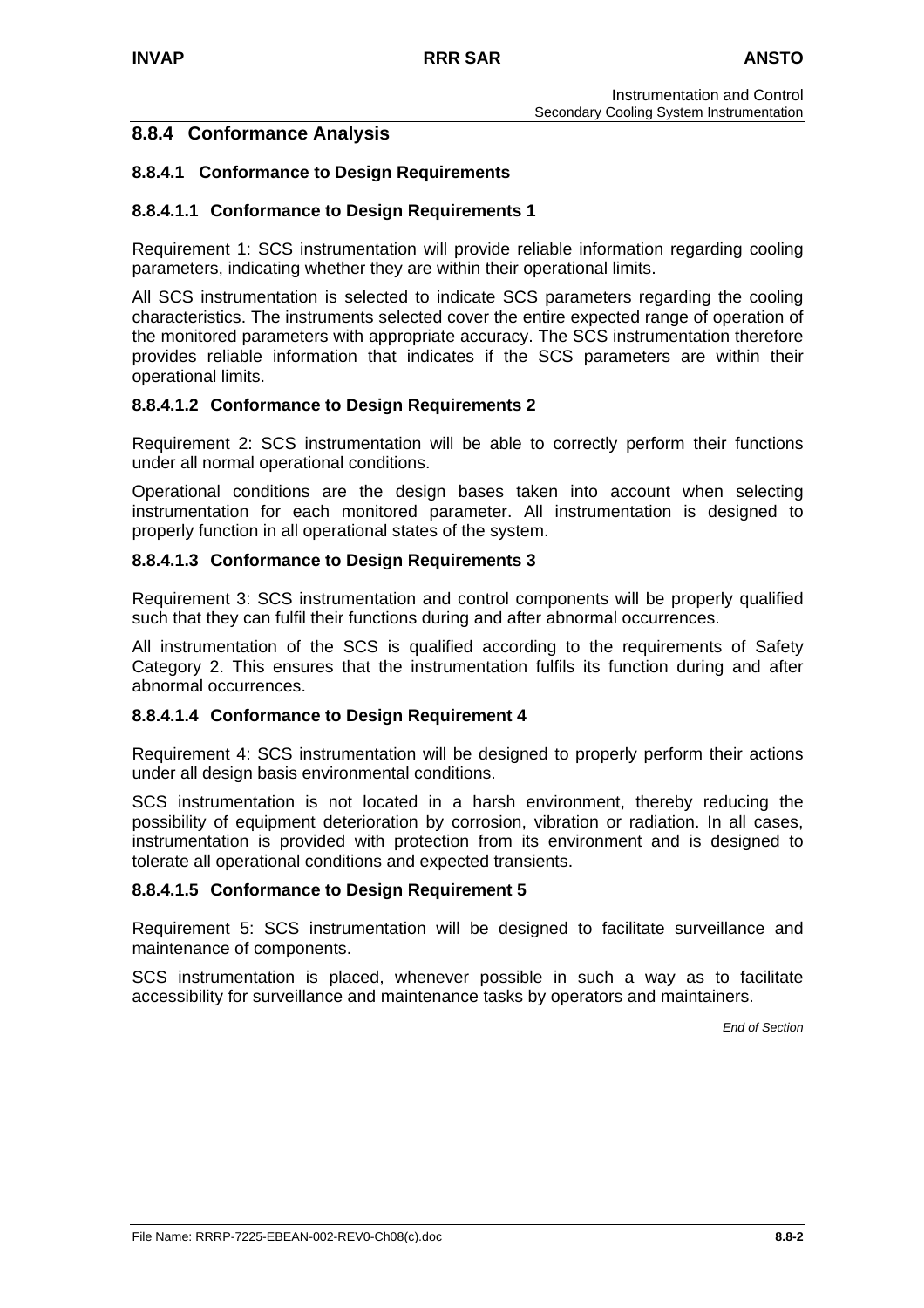## 8.8.4 Conformance Analysis

### 8.8.4.1 Conformance to Design Requirements

#### 8.8.4.1.1 Conformance to Design Requirements 1

Requirement 1: SCS instrumentation will provide reliable information regarding cooling parameters, indicating whether they are within their operational limits.

All SCS instrumentation is selected to indicate SCS parameters regarding the cooling characteristics. The instruments selected cover the entire expected range of operation of the monitored parameters with appropriate accuracy. The SCS instrumentation therefore provides reliable information that indicates if the SCS parameters are within their operational limits.

#### 8.8.4.1.2 Conformance to Design Requirements 2

Requirement 2: SCS instrumentation will be able to correctly perform their functions under all normal operational conditions.

Operational conditions are the design bases taken into account when selecting instrumentation for each monitored parameter. All instrumentation is designed to properly function in all operational states of the system.

#### 8.8.4.1.3 Conformance to Design Requirements 3

Requirement 3: SCS instrumentation and control components will be properly qualified such that they can fulfil their functions during and after abnormal occurrences.

All instrumentation of the SCS is qualified according to the requirements of Safety Category 2. This ensures that the instrumentation fulfils its function during and after abnormal occurrences.

#### 8.8.4.1.4 Conformance to Design Requirement 4

Requirement 4: SCS instrumentation will be designed to properly perform their actions under all design basis environmental conditions.

SCS instrumentation is not located in a harsh environment, thereby reducing the possibility of equipment deterioration by corrosion, vibration or radiation. In all cases, instrumentation is provided with protection from its environment and is designed to tolerate all operational conditions and expected transients.

#### 8.8.4.1.5 Conformance to Design Requirement 5

Requirement 5: SCS instrumentation will be designed to facilitate surveillance and maintenance of components.

SCS instrumentation is placed, whenever possible in such a way as to facilitate accessibility for surveillance and maintenance tasks by operators and maintainers.

*End of Section*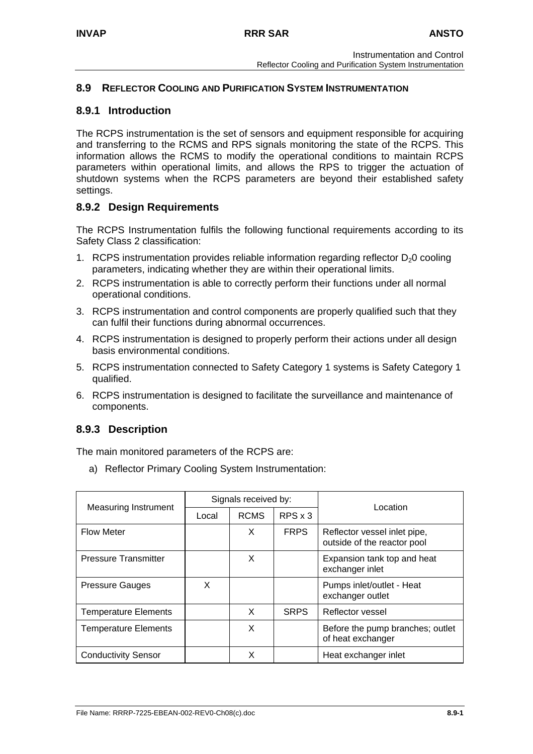## 8.9 REFLECTOR COOLING AND PURIFICATION SYSTEM INSTRUMENTATION

### 8.9.1 Introduction

The RCPS instrumentation is the set of sensors and equipment responsible for acquiring and transferring to the RCMS and RPS signals monitoring the state of the RCPS. This information allows the RCMS to modify the operational conditions to maintain RCPS parameters within operational limits, and allows the RPS to trigger the actuation of shutdown systems when the RCPS parameters are beyond their established safety settings.

### 8.9.2 Design Requirements

The RCPS Instrumentation fulfils the following functional requirements according to its Safety Class 2 classification:

1. RCPS instrumentation provides reliable information regarding reflector $D_20$ cooling parameters, indicating whether they are within their operational limits.
2. RCPS instrumentation is able to correctly perform their functions under all normal operational conditions.
3. RCPS instrumentation and control components are properly qualified such that they can fulfil their functions during abnormal occurrences.
4. RCPS instrumentation is designed to properly perform their actions under all design basis environmental conditions.
5. RCPS instrumentation connected to Safety Category 1 systems is Safety Category 1 qualified.
6. RCPS instrumentation is designed to facilitate the surveillance and maintenance of components.

### 8.9.3 Description

The main monitored parameters of the RCPS are:

a) Reflector Primary Cooling System Instrumentation:

| Measuring Instrument | Signals received by: | | | Location |
|---|---|---|---|---|
| | Local | RCMS | RPS x 3 | |
| Flow Meter | | X | FRPS | Reflector vessel inlet pipe, outside of the reactor pool |
| Pressure Transmitter | | X | | Expansion tank top and heat exchanger inlet |
| Pressure Gauges | X | | | Pumps inlet/outlet - Heat exchanger outlet |
| Temperature Elements | | X | SRPS | Reflector vessel |
| Temperature Elements | | X | | Before the pump branches; outlet of heat exchanger |
| Conductivity Sensor | | X | | Heat exchanger inlet |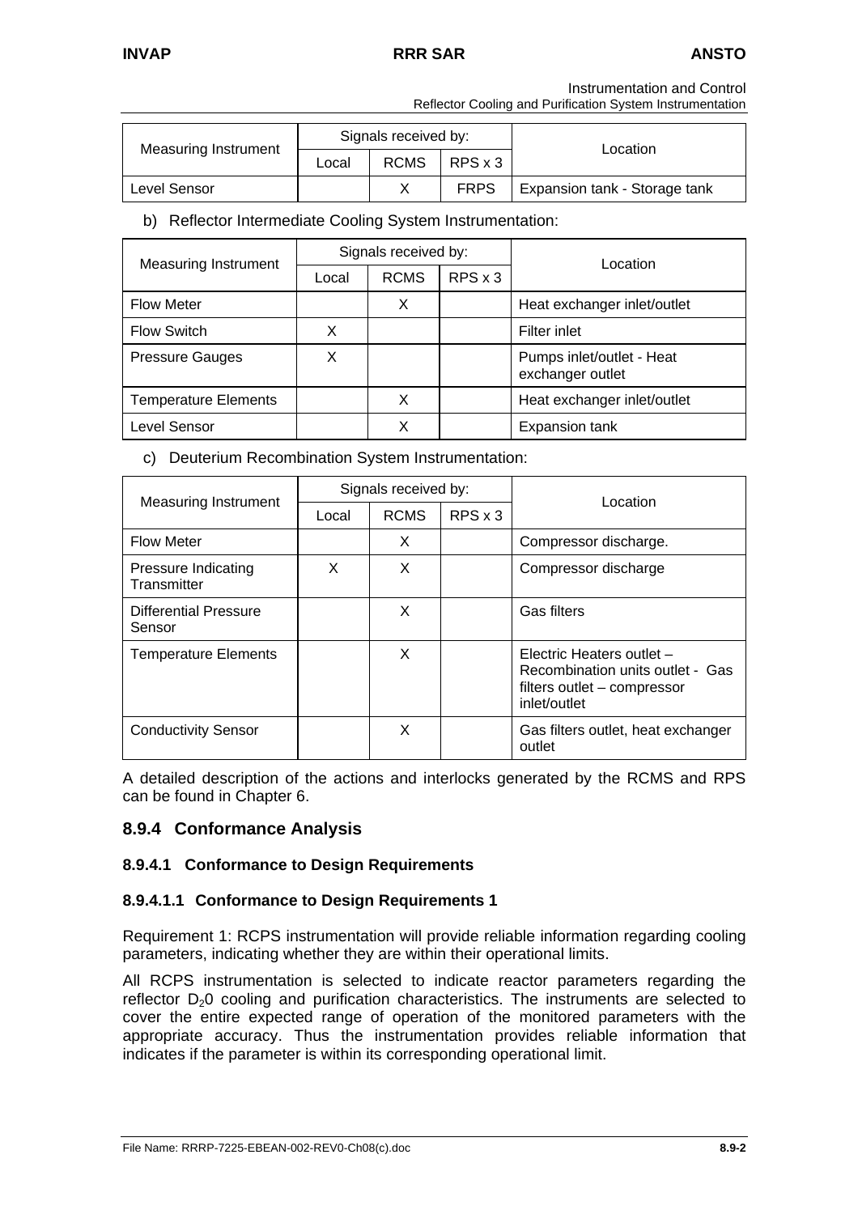| Measuring Instrument | Signals received by: | | | Location |
|---|---|---|---|---|
| | Local | RCMS | RPS x 3 | |
| Level Sensor | | X | FRPS | Expansion tank - Storage tank |

b) Reflector Intermediate Cooling System Instrumentation:

| Measuring Instrument | Signals received by: | | | Location |
|---|---|---|---|---|
| | Local | RCMS | RPS x 3 | |
| Flow Meter | | X | | Heat exchanger inlet/outlet |
| Flow Switch | X | | | Filter inlet |
| Pressure Gauges | X | | | Pumps inlet/outlet - Heat exchanger outlet |
| Temperature Elements | | X | | Heat exchanger inlet/outlet |
| Level Sensor | | X | | Expansion tank |

c) Deuterium Recombination System Instrumentation:

| Measuring Instrument | Signals received by: | | | Location |
|---|---|---|---|---|
| | Local | RCMS | RPS x 3 | |
| Flow Meter | | X | | Compressor discharge. |
| Pressure Indicating Transmitter | X | X | | Compressor discharge |
| Differential Pressure Sensor | | X | | Gas filters |
| Temperature Elements | | X | | Electric Heaters outlet – Recombination units outlet - Gas filters outlet – compressor inlet/outlet |
| Conductivity Sensor | | X | | Gas filters outlet, heat exchanger outlet |

A detailed description of the actions and interlocks generated by the RCMS and RPS can be found in Chapter 6.

## 8.9.4 Conformance Analysis

### 8.9.4.1 Conformance to Design Requirements

#### 8.9.4.1.1 Conformance to Design Requirements 1

Requirement 1: RCPS instrumentation will provide reliable information regarding cooling parameters, indicating whether they are within their operational limits.

All RCPS instrumentation is selected to indicate reactor parameters regarding the reflector $D_2$0 cooling and purification characteristics. The instruments are selected to cover the entire expected range of operation of the monitored parameters with the appropriate accuracy. Thus the instrumentation provides reliable information that indicates if the parameter is within its corresponding operational limit.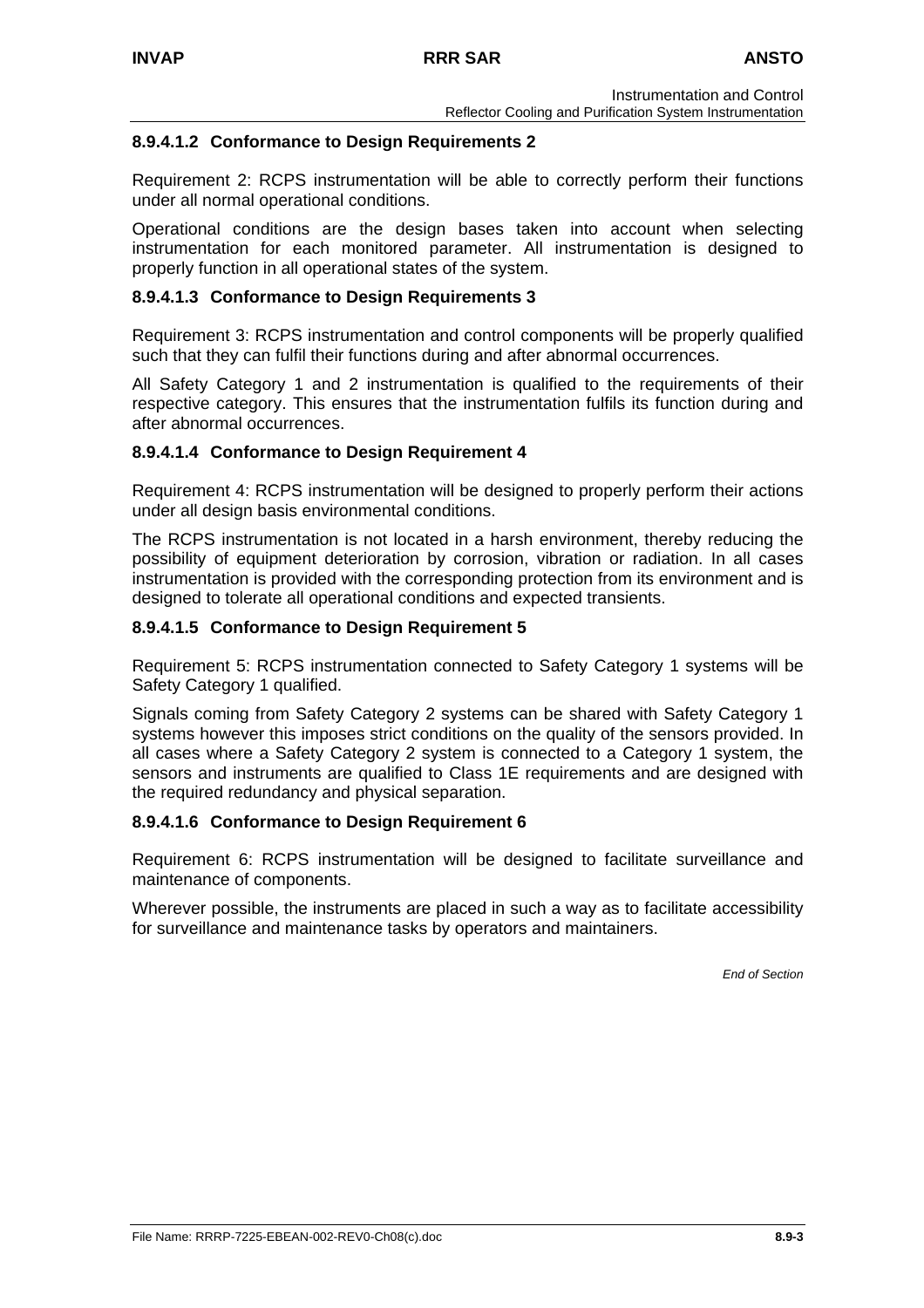#### 8.9.4.1.2 Conformance to Design Requirements 2

Requirement 2: RCPS instrumentation will be able to correctly perform their functions under all normal operational conditions.

Operational conditions are the design bases taken into account when selecting instrumentation for each monitored parameter. All instrumentation is designed to properly function in all operational states of the system.

#### 8.9.4.1.3 Conformance to Design Requirements 3

Requirement 3: RCPS instrumentation and control components will be properly qualified such that they can fulfil their functions during and after abnormal occurrences.

All Safety Category 1 and 2 instrumentation is qualified to the requirements of their respective category. This ensures that the instrumentation fulfils its function during and after abnormal occurrences.

#### 8.9.4.1.4 Conformance to Design Requirement 4

Requirement 4: RCPS instrumentation will be designed to properly perform their actions under all design basis environmental conditions.

The RCPS instrumentation is not located in a harsh environment, thereby reducing the possibility of equipment deterioration by corrosion, vibration or radiation. In all cases instrumentation is provided with the corresponding protection from its environment and is designed to tolerate all operational conditions and expected transients.

#### 8.9.4.1.5 Conformance to Design Requirement 5

Requirement 5: RCPS instrumentation connected to Safety Category 1 systems will be Safety Category 1 qualified.

Signals coming from Safety Category 2 systems can be shared with Safety Category 1 systems however this imposes strict conditions on the quality of the sensors provided. In all cases where a Safety Category 2 system is connected to a Category 1 system, the sensors and instruments are qualified to Class 1E requirements and are designed with the required redundancy and physical separation.

#### 8.9.4.1.6 Conformance to Design Requirement 6

Requirement 6: RCPS instrumentation will be designed to facilitate surveillance and maintenance of components.

Wherever possible, the instruments are placed in such a way as to facilitate accessibility for surveillance and maintenance tasks by operators and maintainers.

*End of Section*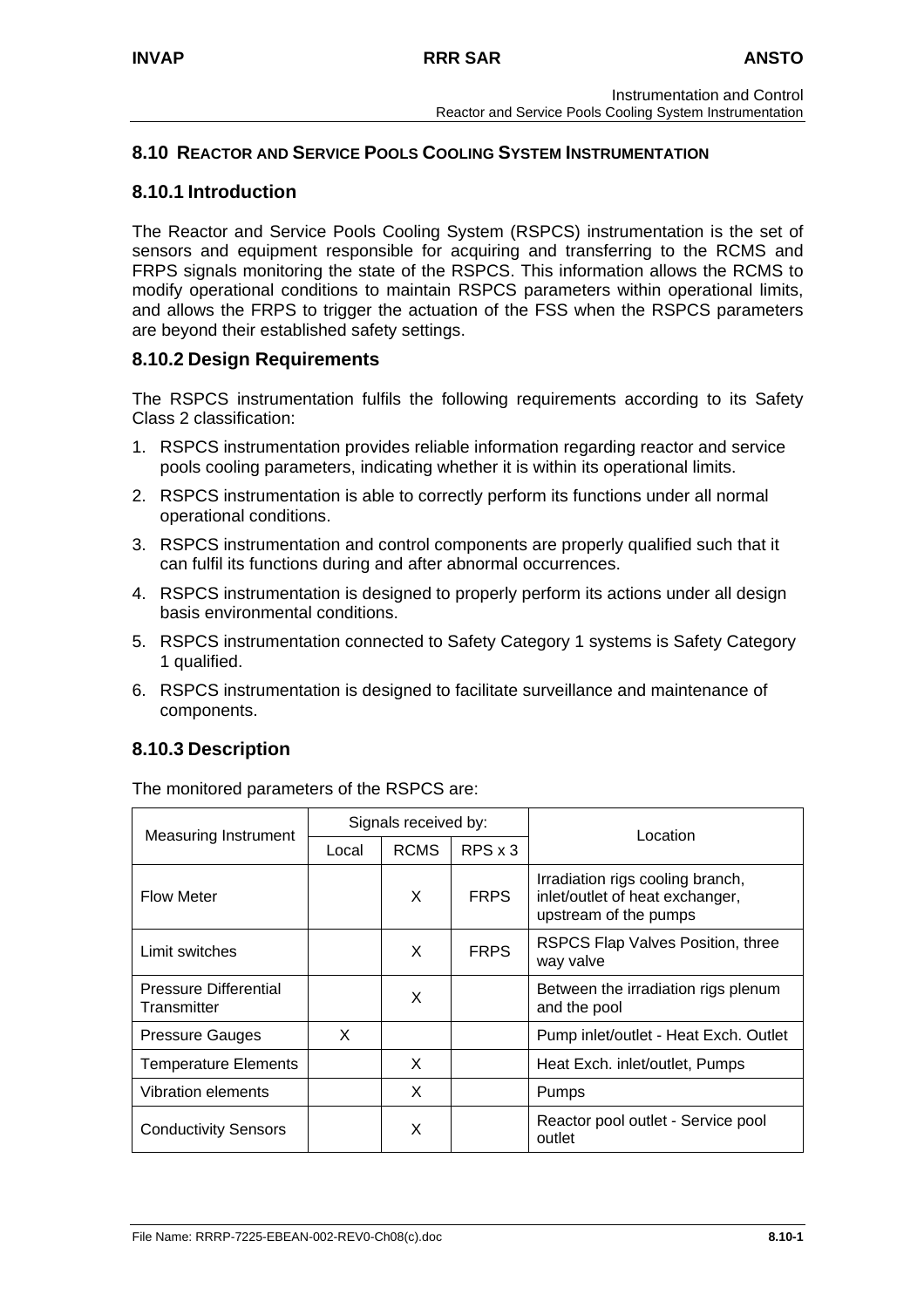## 8.10 REACTOR AND SERVICE POOLS COOLING SYSTEM INSTRUMENTATION

### 8.10.1 Introduction

The Reactor and Service Pools Cooling System (RSPCS) instrumentation is the set of sensors and equipment responsible for acquiring and transferring to the RCMS and FRPS signals monitoring the state of the RSPCS. This information allows the RCMS to modify operational conditions to maintain RSPCS parameters within operational limits, and allows the FRPS to trigger the actuation of the FSS when the RSPCS parameters are beyond their established safety settings.

### 8.10.2 Design Requirements

The RSPCS instrumentation fulfils the following requirements according to its Safety Class 2 classification:

1. RSPCS instrumentation provides reliable information regarding reactor and service pools cooling parameters, indicating whether it is within its operational limits.
2. RSPCS instrumentation is able to correctly perform its functions under all normal operational conditions.
3. RSPCS instrumentation and control components are properly qualified such that it can fulfil its functions during and after abnormal occurrences.
4. RSPCS instrumentation is designed to properly perform its actions under all design basis environmental conditions.
5. RSPCS instrumentation connected to Safety Category 1 systems is Safety Category 1 qualified.
6. RSPCS instrumentation is designed to facilitate surveillance and maintenance of components.

### 8.10.3 Description

The monitored parameters of the RSPCS are:

| Measuring Instrument | Signals received by: | | | Location |
|---|---|---|---|---|
| | Local | RCMS | RPS x 3 | |
| Flow Meter | | X | FRPS | Irradiation rigs cooling branch, inlet/outlet of heat exchanger, upstream of the pumps |
| Limit switches | | X | FRPS | RSPCS Flap Valves Position, three way valve |
| Pressure Differential Transmitter | | X | | Between the irradiation rigs plenum and the pool |
| Pressure Gauges | X | | | Pump inlet/outlet - Heat Exch. Outlet |
| Temperature Elements | | X | | Heat Exch. inlet/outlet, Pumps |
| Vibration elements | | X | | Pumps |
| Conductivity Sensors | | X | | Reactor pool outlet - Service pool outlet |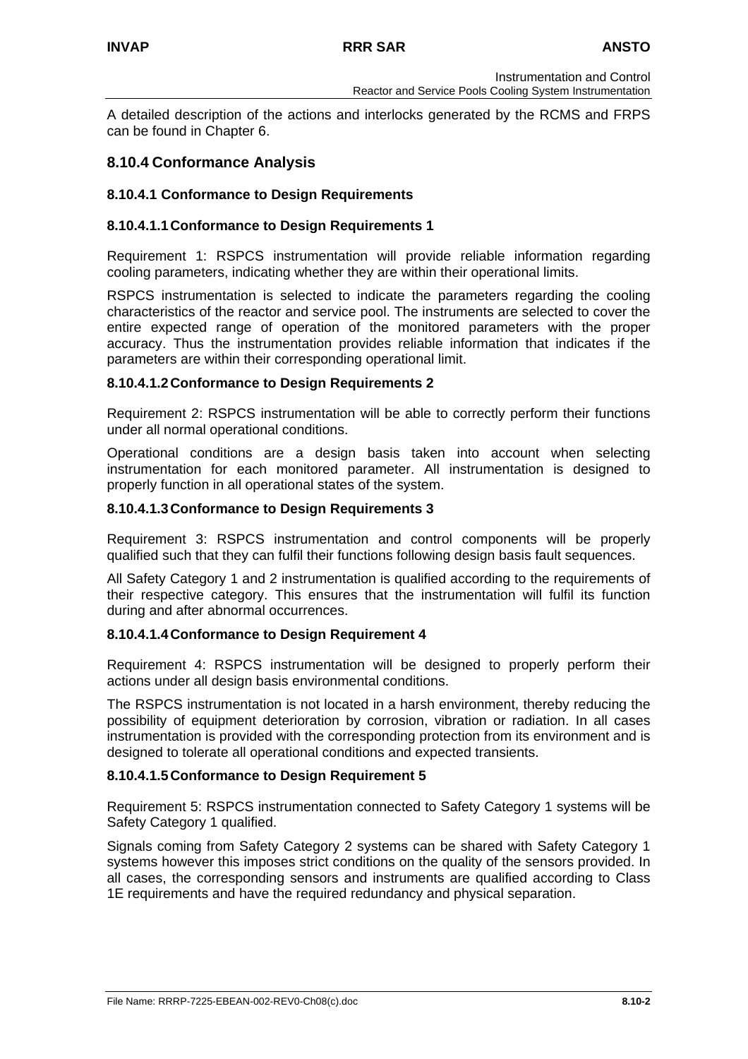A detailed description of the actions and interlocks generated by the RCMS and FRPS can be found in Chapter 6.

## 8.10.4 Conformance Analysis

### 8.10.4.1 Conformance to Design Requirements

#### 8.10.4.1.1 Conformance to Design Requirements 1

Requirement 1: RSPCS instrumentation will provide reliable information regarding cooling parameters, indicating whether they are within their operational limits.

RSPCS instrumentation is selected to indicate the parameters regarding the cooling characteristics of the reactor and service pool. The instruments are selected to cover the entire expected range of operation of the monitored parameters with the proper accuracy. Thus the instrumentation provides reliable information that indicates if the parameters are within their corresponding operational limit.

#### 8.10.4.1.2 Conformance to Design Requirements 2

Requirement 2: RSPCS instrumentation will be able to correctly perform their functions under all normal operational conditions.

Operational conditions are a design basis taken into account when selecting instrumentation for each monitored parameter. All instrumentation is designed to properly function in all operational states of the system.

#### 8.10.4.1.3 Conformance to Design Requirements 3

Requirement 3: RSPCS instrumentation and control components will be properly qualified such that they can fulfil their functions following design basis fault sequences.

All Safety Category 1 and 2 instrumentation is qualified according to the requirements of their respective category. This ensures that the instrumentation will fulfil its function during and after abnormal occurrences.

#### 8.10.4.1.4 Conformance to Design Requirement 4

Requirement 4: RSPCS instrumentation will be designed to properly perform their actions under all design basis environmental conditions.

The RSPCS instrumentation is not located in a harsh environment, thereby reducing the possibility of equipment deterioration by corrosion, vibration or radiation. In all cases instrumentation is provided with the corresponding protection from its environment and is designed to tolerate all operational conditions and expected transients.

#### 8.10.4.1.5 Conformance to Design Requirement 5

Requirement 5: RSPCS instrumentation connected to Safety Category 1 systems will be Safety Category 1 qualified.

Signals coming from Safety Category 2 systems can be shared with Safety Category 1 systems however this imposes strict conditions on the quality of the sensors provided. In all cases, the corresponding sensors and instruments are qualified according to Class 1E requirements and have the required redundancy and physical separation.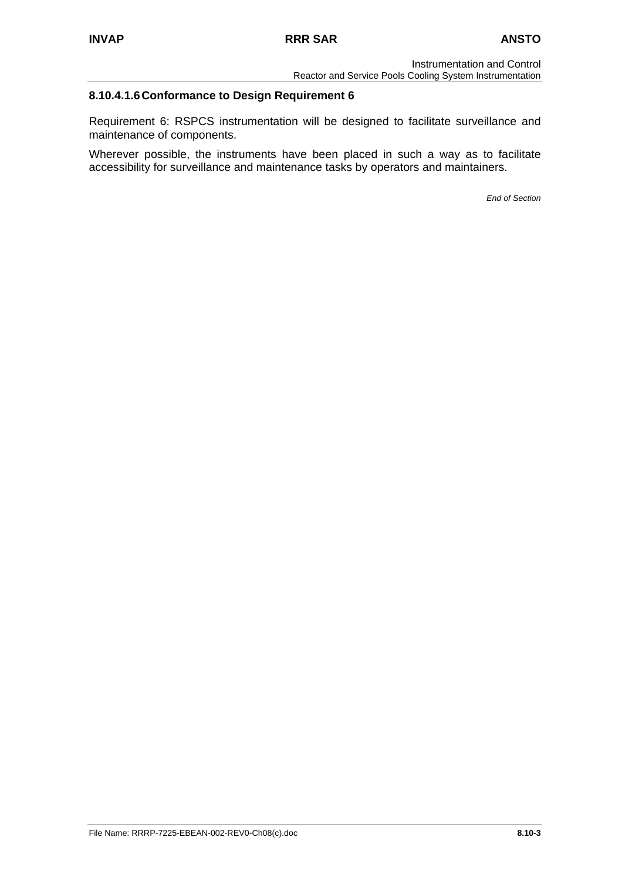#### 8.10.4.1.6 Conformance to Design Requirement 6

Requirement 6: RSPCS instrumentation will be designed to facilitate surveillance and maintenance of components.

Wherever possible, the instruments have been placed in such a way as to facilitate accessibility for surveillance and maintenance tasks by operators and maintainers.

*End of Section*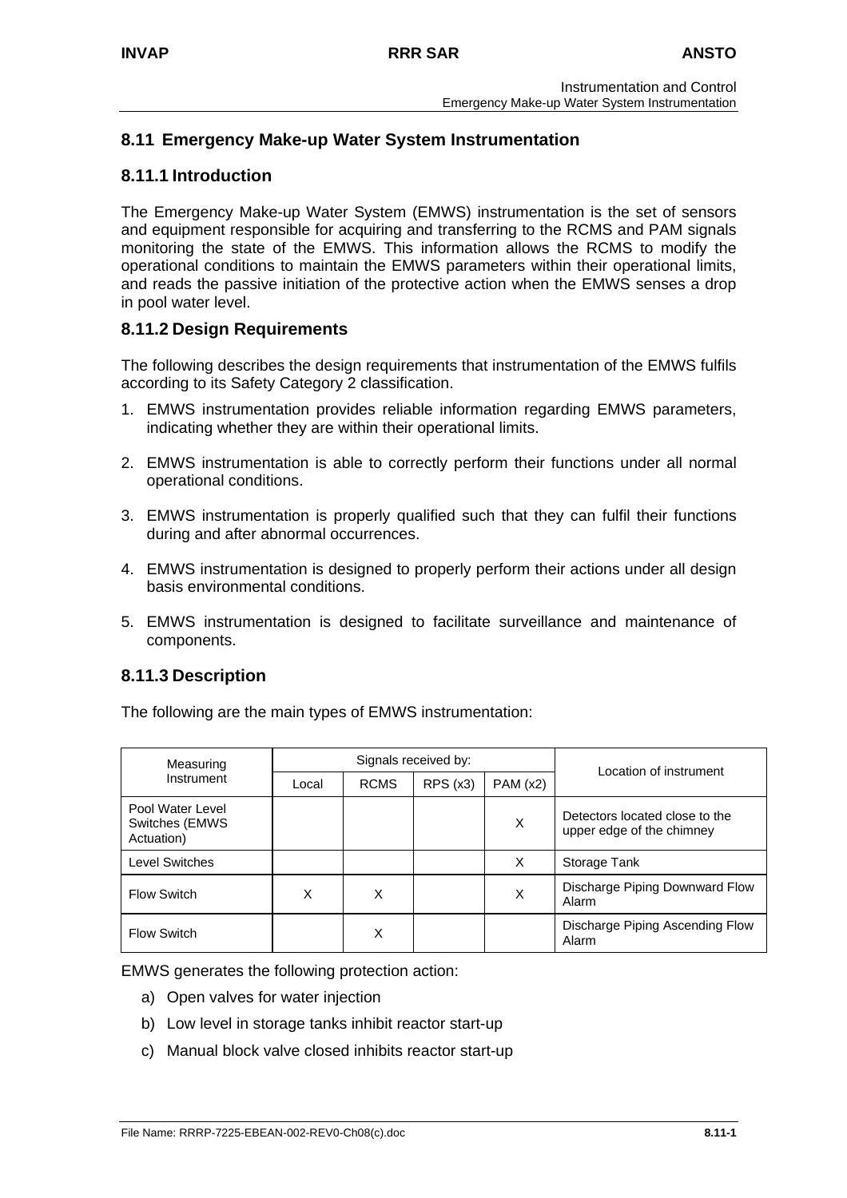## 8.11 Emergency Make-up Water System Instrumentation

### 8.11.1 Introduction

The Emergency Make-up Water System (EMWS) instrumentation is the set of sensors and equipment responsible for acquiring and transferring to the RCMS and PAM signals monitoring the state of the EMWS. This information allows the RCMS to modify the operational conditions to maintain the EMWS parameters within their operational limits, and reads the passive initiation of the protective action when the EMWS senses a drop in pool water level.

### 8.11.2 Design Requirements

The following describes the design requirements that instrumentation of the EMWS fulfils according to its Safety Category 2 classification.

1. EMWS instrumentation provides reliable information regarding EMWS parameters, indicating whether they are within their operational limits.

2. EMWS instrumentation is able to correctly perform their functions under all normal operational conditions.

3. EMWS instrumentation is properly qualified such that they can fulfil their functions during and after abnormal occurrences.

4. EMWS instrumentation is designed to properly perform their actions under all design basis environmental conditions.

5. EMWS instrumentation is designed to facilitate surveillance and maintenance of components.

### 8.11.3 Description

The following are the main types of EMWS instrumentation:

| Measuring Instrument | Signals received by: | | | | Location of instrument |
|---|---|---|---|---|---|
| | Local | RCMS | RPS (x3) | PAM (x2) | |
| Pool Water Level Switches (EMWS Actuation) | | | | X | Detectors located close to the upper edge of the chimney |
| Level Switches | | | | X | Storage Tank |
| Flow Switch | X | X | | X | Discharge Piping Downward Flow Alarm |
| Flow Switch | | X | | | Discharge Piping Ascending Flow Alarm |

EMWS generates the following protection action:

a) Open valves for water injection

b) Low level in storage tanks inhibit reactor start-up

c) Manual block valve closed inhibits reactor start-up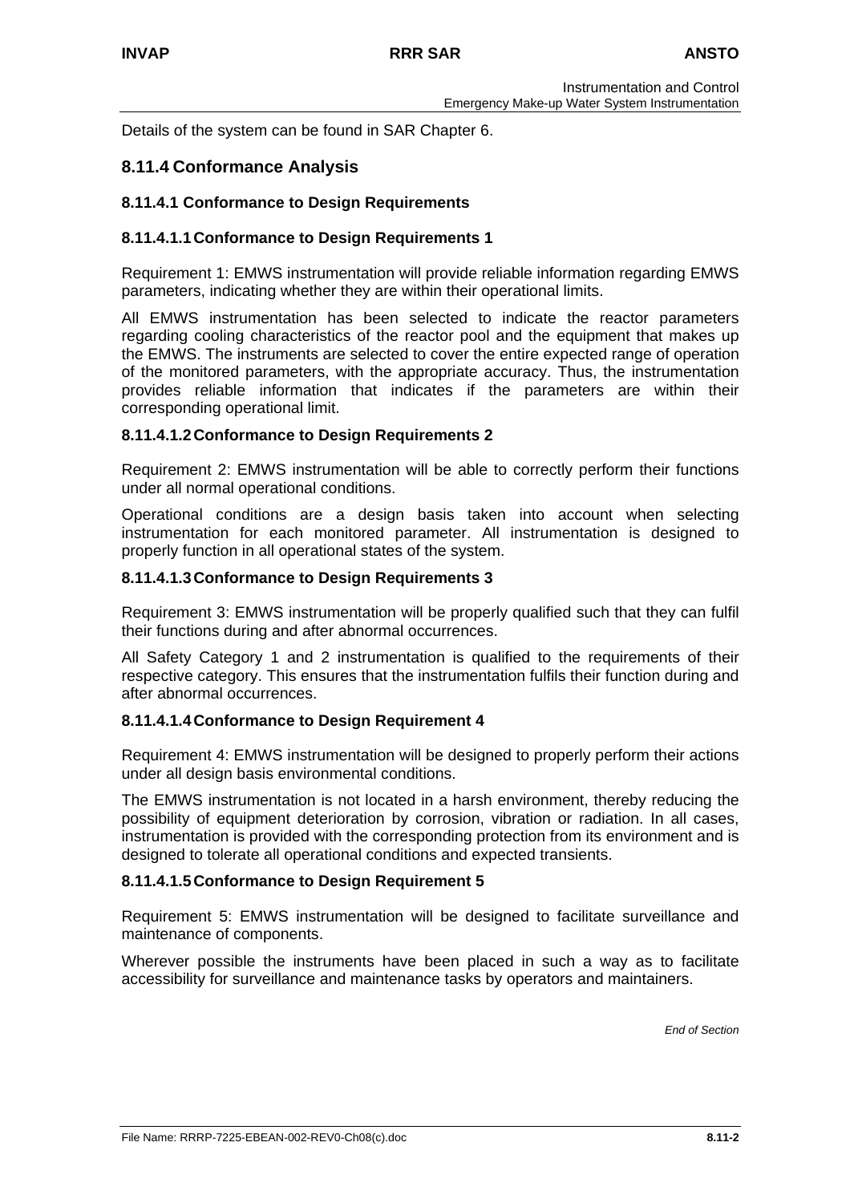Details of the system can be found in SAR Chapter 6.

## 8.11.4 Conformance Analysis

### 8.11.4.1 Conformance to Design Requirements

#### 8.11.4.1.1 Conformance to Design Requirements 1

Requirement 1: EMWS instrumentation will provide reliable information regarding EMWS parameters, indicating whether they are within their operational limits.

All EMWS instrumentation has been selected to indicate the reactor parameters regarding cooling characteristics of the reactor pool and the equipment that makes up the EMWS. The instruments are selected to cover the entire expected range of operation of the monitored parameters, with the appropriate accuracy. Thus, the instrumentation provides reliable information that indicates if the parameters are within their corresponding operational limit.

#### 8.11.4.1.2 Conformance to Design Requirements 2

Requirement 2: EMWS instrumentation will be able to correctly perform their functions under all normal operational conditions.

Operational conditions are a design basis taken into account when selecting instrumentation for each monitored parameter. All instrumentation is designed to properly function in all operational states of the system.

#### 8.11.4.1.3 Conformance to Design Requirements 3

Requirement 3: EMWS instrumentation will be properly qualified such that they can fulfil their functions during and after abnormal occurrences.

All Safety Category 1 and 2 instrumentation is qualified to the requirements of their respective category. This ensures that the instrumentation fulfils their function during and after abnormal occurrences.

#### 8.11.4.1.4 Conformance to Design Requirement 4

Requirement 4: EMWS instrumentation will be designed to properly perform their actions under all design basis environmental conditions.

The EMWS instrumentation is not located in a harsh environment, thereby reducing the possibility of equipment deterioration by corrosion, vibration or radiation. In all cases, instrumentation is provided with the corresponding protection from its environment and is designed to tolerate all operational conditions and expected transients.

#### 8.11.4.1.5 Conformance to Design Requirement 5

Requirement 5: EMWS instrumentation will be designed to facilitate surveillance and maintenance of components.

Wherever possible the instruments have been placed in such a way as to facilitate accessibility for surveillance and maintenance tasks by operators and maintainers.

*End of Section*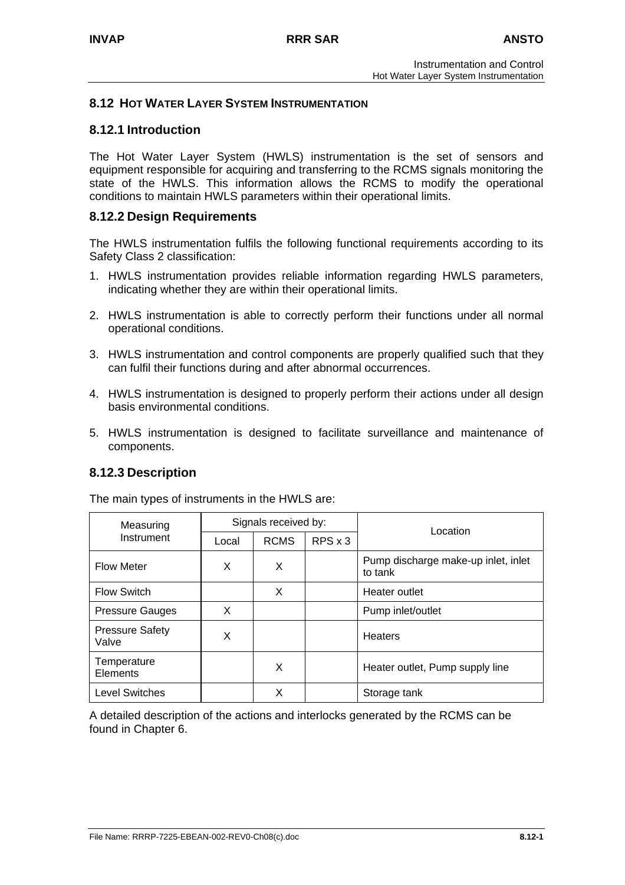## 8.12 HOT WATER LAYER SYSTEM INSTRUMENTATION

### 8.12.1 Introduction

The Hot Water Layer System (HWLS) instrumentation is the set of sensors and equipment responsible for acquiring and transferring to the RCMS signals monitoring the state of the HWLS. This information allows the RCMS to modify the operational conditions to maintain HWLS parameters within their operational limits.

### 8.12.2 Design Requirements

The HWLS instrumentation fulfils the following functional requirements according to its Safety Class 2 classification:

1. HWLS instrumentation provides reliable information regarding HWLS parameters, indicating whether they are within their operational limits.

2. HWLS instrumentation is able to correctly perform their functions under all normal operational conditions.

3. HWLS instrumentation and control components are properly qualified such that they can fulfil their functions during and after abnormal occurrences.

4. HWLS instrumentation is designed to properly perform their actions under all design basis environmental conditions.

5. HWLS instrumentation is designed to facilitate surveillance and maintenance of components.

### 8.12.3 Description

The main types of instruments in the HWLS are:

| Measuring Instrument | Signals received by: | | | Location |
|---|---|---|---|---|
| | Local | RCMS | RPS x 3 | |
| Flow Meter | X | X | | Pump discharge make-up inlet, inlet to tank |
| Flow Switch | | X | | Heater outlet |
| Pressure Gauges | X | | | Pump inlet/outlet |
| Pressure Safety Valve | X | | | Heaters |
| Temperature Elements | | X | | Heater outlet, Pump supply line |
| Level Switches | | X | | Storage tank |

A detailed description of the actions and interlocks generated by the RCMS can be found in Chapter 6.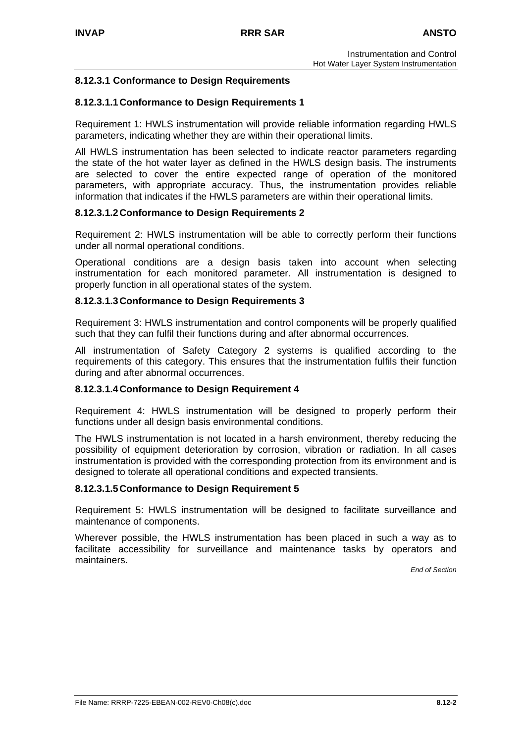### 8.12.3.1 Conformance to Design Requirements

#### 8.12.3.1.1 Conformance to Design Requirements 1

Requirement 1: HWLS instrumentation will provide reliable information regarding HWLS parameters, indicating whether they are within their operational limits.

All HWLS instrumentation has been selected to indicate reactor parameters regarding the state of the hot water layer as defined in the HWLS design basis. The instruments are selected to cover the entire expected range of operation of the monitored parameters, with appropriate accuracy. Thus, the instrumentation provides reliable information that indicates if the HWLS parameters are within their operational limits.

#### 8.12.3.1.2 Conformance to Design Requirements 2

Requirement 2: HWLS instrumentation will be able to correctly perform their functions under all normal operational conditions.

Operational conditions are a design basis taken into account when selecting instrumentation for each monitored parameter. All instrumentation is designed to properly function in all operational states of the system.

#### 8.12.3.1.3 Conformance to Design Requirements 3

Requirement 3: HWLS instrumentation and control components will be properly qualified such that they can fulfil their functions during and after abnormal occurrences.

All instrumentation of Safety Category 2 systems is qualified according to the requirements of this category. This ensures that the instrumentation fulfils their function during and after abnormal occurrences.

#### 8.12.3.1.4 Conformance to Design Requirement 4

Requirement 4: HWLS instrumentation will be designed to properly perform their functions under all design basis environmental conditions.

The HWLS instrumentation is not located in a harsh environment, thereby reducing the possibility of equipment deterioration by corrosion, vibration or radiation. In all cases instrumentation is provided with the corresponding protection from its environment and is designed to tolerate all operational conditions and expected transients.

#### 8.12.3.1.5 Conformance to Design Requirement 5

Requirement 5: HWLS instrumentation will be designed to facilitate surveillance and maintenance of components.

Wherever possible, the HWLS instrumentation has been placed in such a way as to facilitate accessibility for surveillance and maintenance tasks by operators and maintainers.

*End of Section*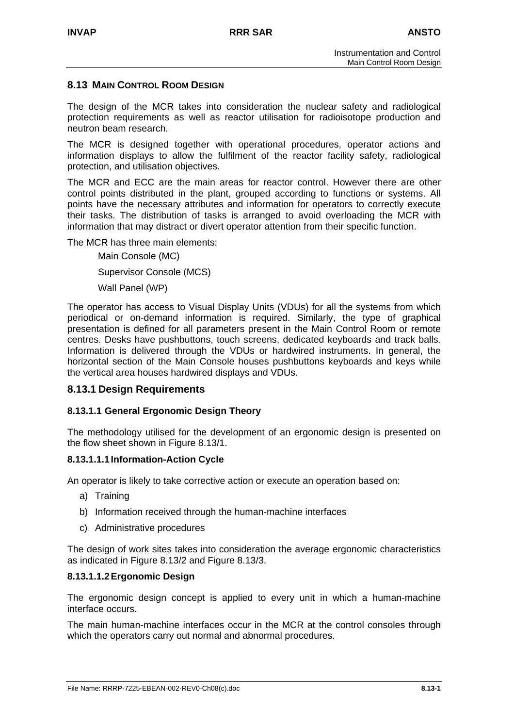## 8.13 MAIN CONTROL ROOM DESIGN

The design of the MCR takes into consideration the nuclear safety and radiological protection requirements as well as reactor utilisation for radioisotope production and neutron beam research.

The MCR is designed together with operational procedures, operator actions and information displays to allow the fulfilment of the reactor facility safety, radiological protection, and utilisation objectives.

The MCR and ECC are the main areas for reactor control. However there are other control points distributed in the plant, grouped according to functions or systems. All points have the necessary attributes and information for operators to correctly execute their tasks. The distribution of tasks is arranged to avoid overloading the MCR with information that may distract or divert operator attention from their specific function.

The MCR has three main elements:

- Main Console (MC)
- Supervisor Console (MCS)
- Wall Panel (WP)

The operator has access to Visual Display Units (VDUs) for all the systems from which periodical or on-demand information is required. Similarly, the type of graphical presentation is defined for all parameters present in the Main Control Room or remote centres. Desks have pushbuttons, touch screens, dedicated keyboards and track balls. Information is delivered through the VDUs or hardwired instruments. In general, the horizontal section of the Main Console houses pushbuttons keyboards and keys while the vertical area houses hardwired displays and VDUs.

### 8.13.1 Design Requirements

#### 8.13.1.1 General Ergonomic Design Theory

The methodology utilised for the development of an ergonomic design is presented on the flow sheet shown in Figure 8.13/1.

##### 8.13.1.1.1 Information-Action Cycle

An operator is likely to take corrective action or execute an operation based on:

a) Training
b) Information received through the human-machine interfaces
c) Administrative procedures

The design of work sites takes into consideration the average ergonomic characteristics as indicated in Figure 8.13/2 and Figure 8.13/3.

##### 8.13.1.1.2 Ergonomic Design

The ergonomic design concept is applied to every unit in which a human-machine interface occurs.

The main human-machine interfaces occur in the MCR at the control consoles through which the operators carry out normal and abnormal procedures.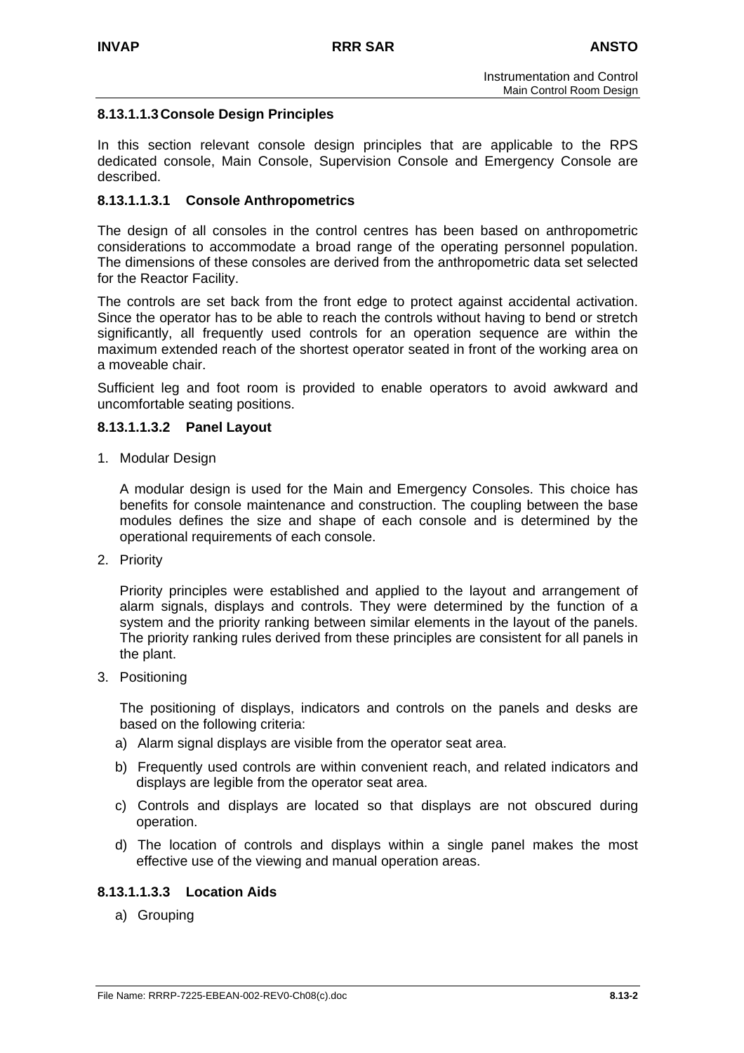#### 8.13.1.1.3 Console Design Principles

In this section relevant console design principles that are applicable to the RPS dedicated console, Main Console, Supervision Console and Emergency Console are described.

##### 8.13.1.1.3.1 Console Anthropometrics

The design of all consoles in the control centres has been based on anthropometric considerations to accommodate a broad range of the operating personnel population. The dimensions of these consoles are derived from the anthropometric data set selected for the Reactor Facility.

The controls are set back from the front edge to protect against accidental activation. Since the operator has to be able to reach the controls without having to bend or stretch significantly, all frequently used controls for an operation sequence are within the maximum extended reach of the shortest operator seated in front of the working area on a moveable chair.

Sufficient leg and foot room is provided to enable operators to avoid awkward and uncomfortable seating positions.

##### 8.13.1.1.3.2 Panel Layout

1. Modular Design

   A modular design is used for the Main and Emergency Consoles. This choice has benefits for console maintenance and construction. The coupling between the base modules defines the size and shape of each console and is determined by the operational requirements of each console.

2. Priority

   Priority principles were established and applied to the layout and arrangement of alarm signals, displays and controls. They were determined by the function of a system and the priority ranking between similar elements in the layout of the panels. The priority ranking rules derived from these principles are consistent for all panels in the plant.

3. Positioning

   The positioning of displays, indicators and controls on the panels and desks are based on the following criteria:

   a) Alarm signal displays are visible from the operator seat area.

   b) Frequently used controls are within convenient reach, and related indicators and displays are legible from the operator seat area.

   c) Controls and displays are located so that displays are not obscured during operation.

   d) The location of controls and displays within a single panel makes the most effective use of the viewing and manual operation areas.

##### 8.13.1.1.3.3 Location Aids

a) Grouping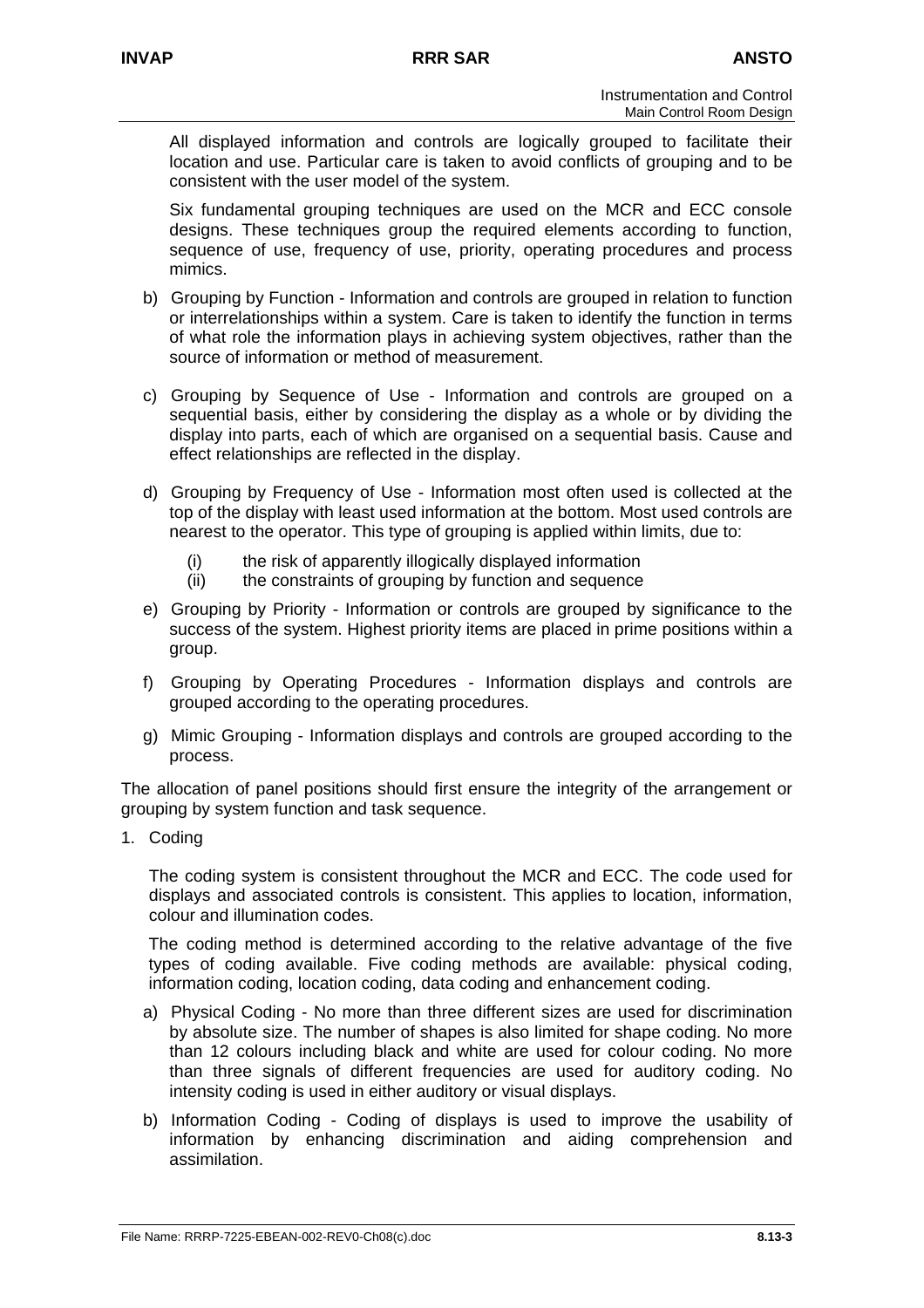All displayed information and controls are logically grouped to facilitate their location and use. Particular care is taken to avoid conflicts of grouping and to be consistent with the user model of the system.

Six fundamental grouping techniques are used on the MCR and ECC console designs. These techniques group the required elements according to function, sequence of use, frequency of use, priority, operating procedures and process mimics.

b) Grouping by Function - Information and controls are grouped in relation to function or interrelationships within a system. Care is taken to identify the function in terms of what role the information plays in achieving system objectives, rather than the source of information or method of measurement.

c) Grouping by Sequence of Use - Information and controls are grouped on a sequential basis, either by considering the display as a whole or by dividing the display into parts, each of which are organised on a sequential basis. Cause and effect relationships are reflected in the display.

d) Grouping by Frequency of Use - Information most often used is collected at the top of the display with least used information at the bottom. Most used controls are nearest to the operator. This type of grouping is applied within limits, due to:

   (i) the risk of apparently illogically displayed information
   (ii) the constraints of grouping by function and sequence

e) Grouping by Priority - Information or controls are grouped by significance to the success of the system. Highest priority items are placed in prime positions within a group.

f) Grouping by Operating Procedures - Information displays and controls are grouped according to the operating procedures.

g) Mimic Grouping - Information displays and controls are grouped according to the process.

The allocation of panel positions should first ensure the integrity of the arrangement or grouping by system function and task sequence.

1. Coding

   The coding system is consistent throughout the MCR and ECC. The code used for displays and associated controls is consistent. This applies to location, information, colour and illumination codes.

   The coding method is determined according to the relative advantage of the five types of coding available. Five coding methods are available: physical coding, information coding, location coding, data coding and enhancement coding.

   a) Physical Coding - No more than three different sizes are used for discrimination by absolute size. The number of shapes is also limited for shape coding. No more than 12 colours including black and white are used for colour coding. No more than three signals of different frequencies are used for auditory coding. No intensity coding is used in either auditory or visual displays.

   b) Information Coding - Coding of displays is used to improve the usability of information by enhancing discrimination and aiding comprehension and assimilation.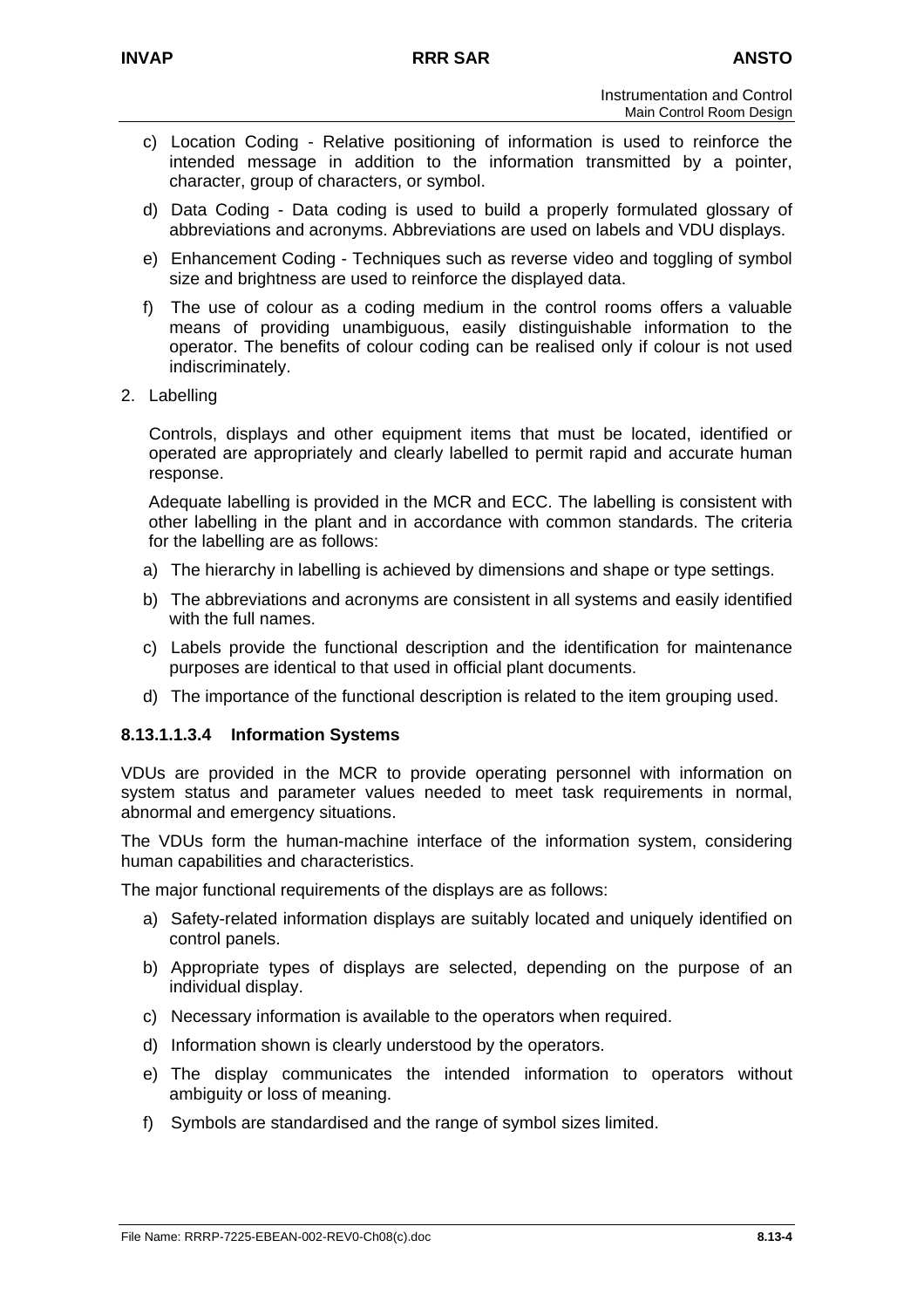c) Location Coding - Relative positioning of information is used to reinforce the intended message in addition to the information transmitted by a pointer, character, group of characters, or symbol.

d) Data Coding - Data coding is used to build a properly formulated glossary of abbreviations and acronyms. Abbreviations are used on labels and VDU displays.

e) Enhancement Coding - Techniques such as reverse video and toggling of symbol size and brightness are used to reinforce the displayed data.

f) The use of colour as a coding medium in the control rooms offers a valuable means of providing unambiguous, easily distinguishable information to the operator. The benefits of colour coding can be realised only if colour is not used indiscriminately.

2. Labelling

Controls, displays and other equipment items that must be located, identified or operated are appropriately and clearly labelled to permit rapid and accurate human response.

Adequate labelling is provided in the MCR and ECC. The labelling is consistent with other labelling in the plant and in accordance with common standards. The criteria for the labelling are as follows:

a) The hierarchy in labelling is achieved by dimensions and shape or type settings.

b) The abbreviations and acronyms are consistent in all systems and easily identified with the full names.

c) Labels provide the functional description and the identification for maintenance purposes are identical to that used in official plant documents.

d) The importance of the functional description is related to the item grouping used.

#### 8.13.1.1.3.4 Information Systems

VDUs are provided in the MCR to provide operating personnel with information on system status and parameter values needed to meet task requirements in normal, abnormal and emergency situations.

The VDUs form the human-machine interface of the information system, considering human capabilities and characteristics.

The major functional requirements of the displays are as follows:

a) Safety-related information displays are suitably located and uniquely identified on control panels.

b) Appropriate types of displays are selected, depending on the purpose of an individual display.

c) Necessary information is available to the operators when required.

d) Information shown is clearly understood by the operators.

e) The display communicates the intended information to operators without ambiguity or loss of meaning.

f) Symbols are standardised and the range of symbol sizes limited.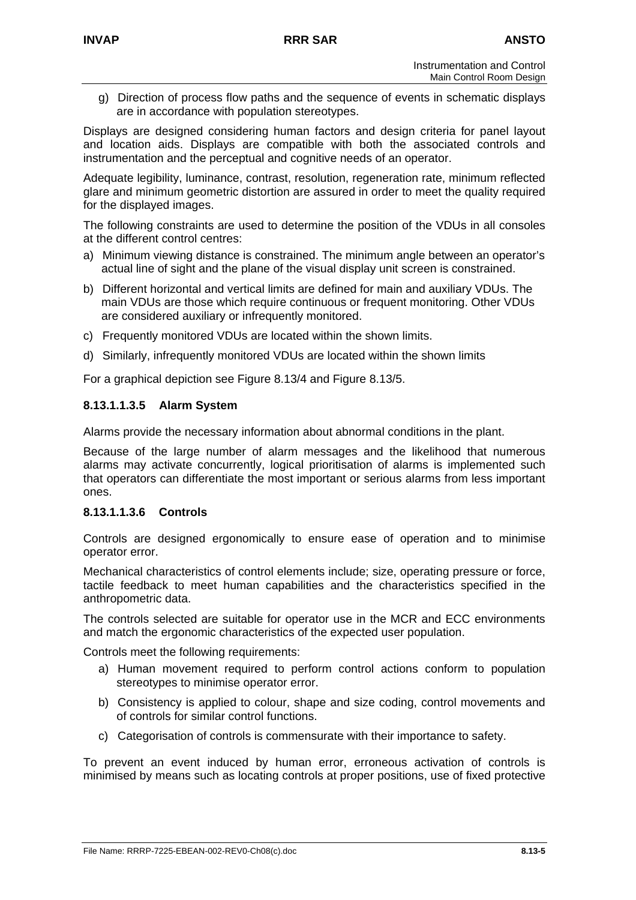g) Direction of process flow paths and the sequence of events in schematic displays are in accordance with population stereotypes.

Displays are designed considering human factors and design criteria for panel layout and location aids. Displays are compatible with both the associated controls and instrumentation and the perceptual and cognitive needs of an operator.

Adequate legibility, luminance, contrast, resolution, regeneration rate, minimum reflected glare and minimum geometric distortion are assured in order to meet the quality required for the displayed images.

The following constraints are used to determine the position of the VDUs in all consoles at the different control centres:

a) Minimum viewing distance is constrained. The minimum angle between an operator's actual line of sight and the plane of the visual display unit screen is constrained.
b) Different horizontal and vertical limits are defined for main and auxiliary VDUs. The main VDUs are those which require continuous or frequent monitoring. Other VDUs are considered auxiliary or infrequently monitored.
c) Frequently monitored VDUs are located within the shown limits.
d) Similarly, infrequently monitored VDUs are located within the shown limits

For a graphical depiction see Figure 8.13/4 and Figure 8.13/5.

#### 8.13.1.1.3.5 Alarm System

Alarms provide the necessary information about abnormal conditions in the plant.

Because of the large number of alarm messages and the likelihood that numerous alarms may activate concurrently, logical prioritisation of alarms is implemented such that operators can differentiate the most important or serious alarms from less important ones.

#### 8.13.1.1.3.6 Controls

Controls are designed ergonomically to ensure ease of operation and to minimise operator error.

Mechanical characteristics of control elements include; size, operating pressure or force, tactile feedback to meet human capabilities and the characteristics specified in the anthropometric data.

The controls selected are suitable for operator use in the MCR and ECC environments and match the ergonomic characteristics of the expected user population.

Controls meet the following requirements:

a) Human movement required to perform control actions conform to population stereotypes to minimise operator error.
b) Consistency is applied to colour, shape and size coding, control movements and of controls for similar control functions.
c) Categorisation of controls is commensurate with their importance to safety.

To prevent an event induced by human error, erroneous activation of controls is minimised by means such as locating controls at proper positions, use of fixed protective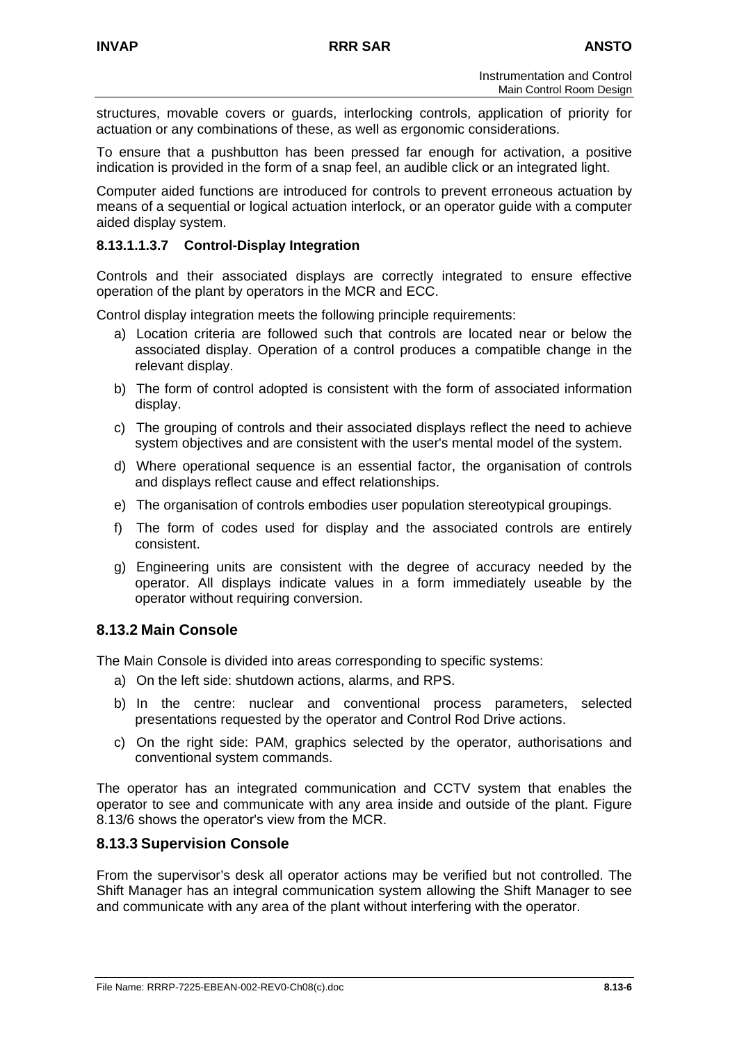structures, movable covers or guards, interlocking controls, application of priority for actuation or any combinations of these, as well as ergonomic considerations.

To ensure that a pushbutton has been pressed far enough for activation, a positive indication is provided in the form of a snap feel, an audible click or an integrated light.

Computer aided functions are introduced for controls to prevent erroneous actuation by means of a sequential or logical actuation interlock, or an operator guide with a computer aided display system.

#### 8.13.1.1.3.7 Control-Display Integration

Controls and their associated displays are correctly integrated to ensure effective operation of the plant by operators in the MCR and ECC.

Control display integration meets the following principle requirements:

a) Location criteria are followed such that controls are located near or below the associated display. Operation of a control produces a compatible change in the relevant display.

b) The form of control adopted is consistent with the form of associated information display.

c) The grouping of controls and their associated displays reflect the need to achieve system objectives and are consistent with the user's mental model of the system.

d) Where operational sequence is an essential factor, the organisation of controls and displays reflect cause and effect relationships.

e) The organisation of controls embodies user population stereotypical groupings.

f) The form of codes used for display and the associated controls are entirely consistent.

g) Engineering units are consistent with the degree of accuracy needed by the operator. All displays indicate values in a form immediately useable by the operator without requiring conversion.

## 8.13.2 Main Console

The Main Console is divided into areas corresponding to specific systems:

a) On the left side: shutdown actions, alarms, and RPS.

b) In the centre: nuclear and conventional process parameters, selected presentations requested by the operator and Control Rod Drive actions.

c) On the right side: PAM, graphics selected by the operator, authorisations and conventional system commands.

The operator has an integrated communication and CCTV system that enables the operator to see and communicate with any area inside and outside of the plant. Figure 8.13/6 shows the operator's view from the MCR.

## 8.13.3 Supervision Console

From the supervisor's desk all operator actions may be verified but not controlled. The Shift Manager has an integral communication system allowing the Shift Manager to see and communicate with any area of the plant without interfering with the operator.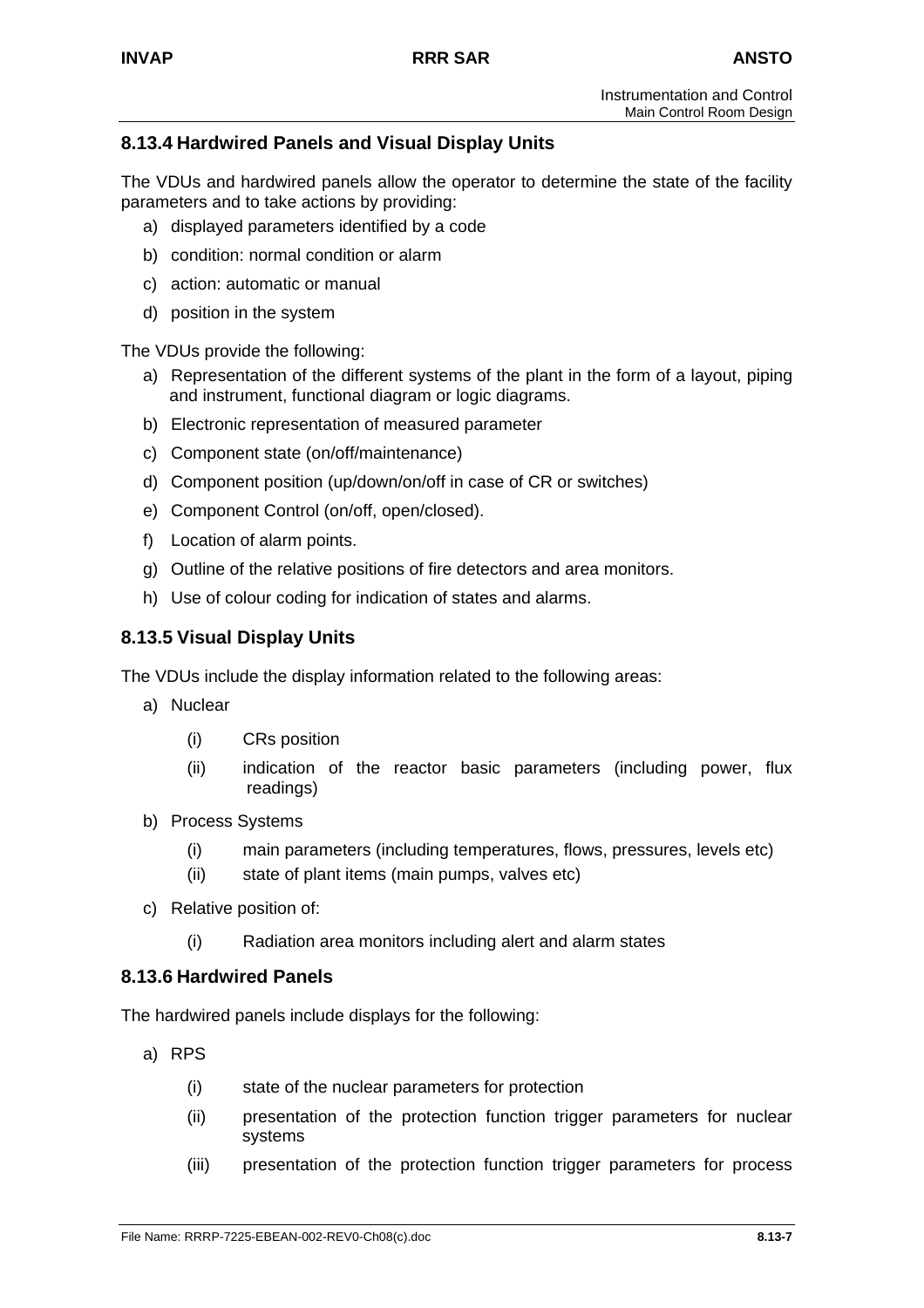## 8.13.4 Hardwired Panels and Visual Display Units

The VDUs and hardwired panels allow the operator to determine the state of the facility parameters and to take actions by providing:

a) displayed parameters identified by a code
b) condition: normal condition or alarm
c) action: automatic or manual
d) position in the system

The VDUs provide the following:

a) Representation of the different systems of the plant in the form of a layout, piping and instrument, functional diagram or logic diagrams.
b) Electronic representation of measured parameter
c) Component state (on/off/maintenance)
d) Component position (up/down/on/off in case of CR or switches)
e) Component Control (on/off, open/closed).
f) Location of alarm points.
g) Outline of the relative positions of fire detectors and area monitors.
h) Use of colour coding for indication of states and alarms.

## 8.13.5 Visual Display Units

The VDUs include the display information related to the following areas:

a) Nuclear
    (i) CRs position
    (ii) indication of the reactor basic parameters (including power, flux readings)
b) Process Systems
    (i) main parameters (including temperatures, flows, pressures, levels etc)
    (ii) state of plant items (main pumps, valves etc)
c) Relative position of:
    (i) Radiation area monitors including alert and alarm states

## 8.13.6 Hardwired Panels

The hardwired panels include displays for the following:

a) RPS
    (i) state of the nuclear parameters for protection
    (ii) presentation of the protection function trigger parameters for nuclear systems
    (iii) presentation of the protection function trigger parameters for process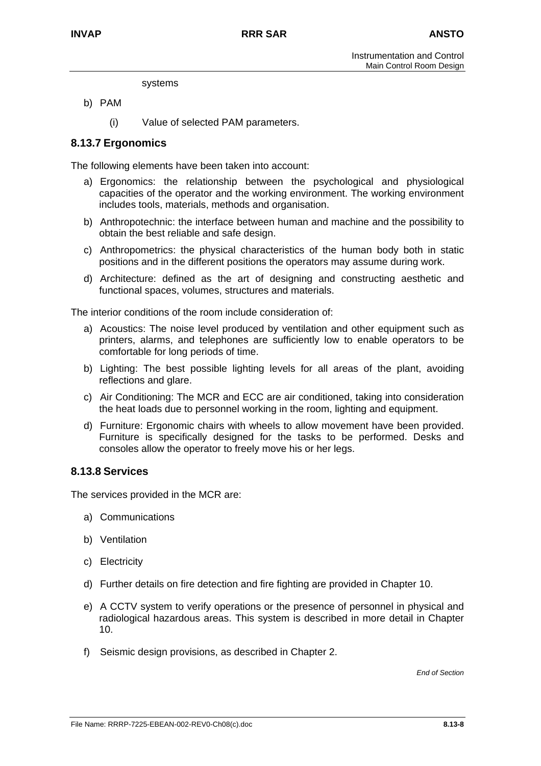systems

b) PAM

   (i) Value of selected PAM parameters.

### 8.13.7 Ergonomics

The following elements have been taken into account:

a) Ergonomics: the relationship between the psychological and physiological capacities of the operator and the working environment. The working environment includes tools, materials, methods and organisation.

b) Anthropotechnic: the interface between human and machine and the possibility to obtain the best reliable and safe design.

c) Anthropometrics: the physical characteristics of the human body both in static positions and in the different positions the operators may assume during work.

d) Architecture: defined as the art of designing and constructing aesthetic and functional spaces, volumes, structures and materials.

The interior conditions of the room include consideration of:

a) Acoustics: The noise level produced by ventilation and other equipment such as printers, alarms, and telephones are sufficiently low to enable operators to be comfortable for long periods of time.

b) Lighting: The best possible lighting levels for all areas of the plant, avoiding reflections and glare.

c) Air Conditioning: The MCR and ECC are air conditioned, taking into consideration the heat loads due to personnel working in the room, lighting and equipment.

d) Furniture: Ergonomic chairs with wheels to allow movement have been provided. Furniture is specifically designed for the tasks to be performed. Desks and consoles allow the operator to freely move his or her legs.

### 8.13.8 Services

The services provided in the MCR are:

a) Communications

b) Ventilation

c) Electricity

d) Further details on fire detection and fire fighting are provided in Chapter 10.

e) A CCTV system to verify operations or the presence of personnel in physical and radiological hazardous areas. This system is described in more detail in Chapter 10.

f) Seismic design provisions, as described in Chapter 2.

*End of Section*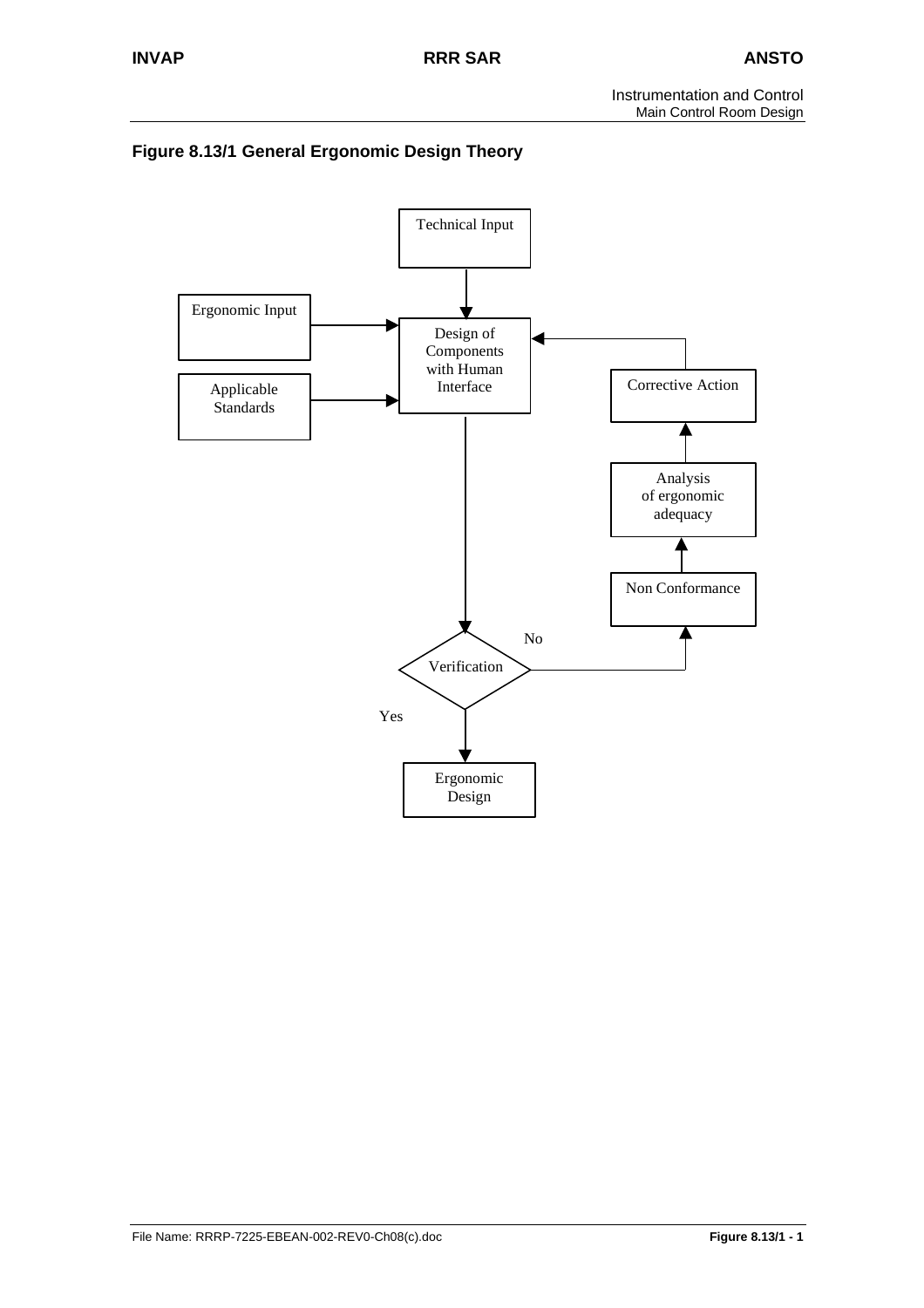**Figure 8.13/1 General Ergonomic Design Theory**

Technical Input

Ergonomic Input

Applicable Standards

Design of Components with Human Interface

Corrective Action

Analysis of ergonomic adequacy

Non Conformance

No

Verification

Yes

Ergonomic Design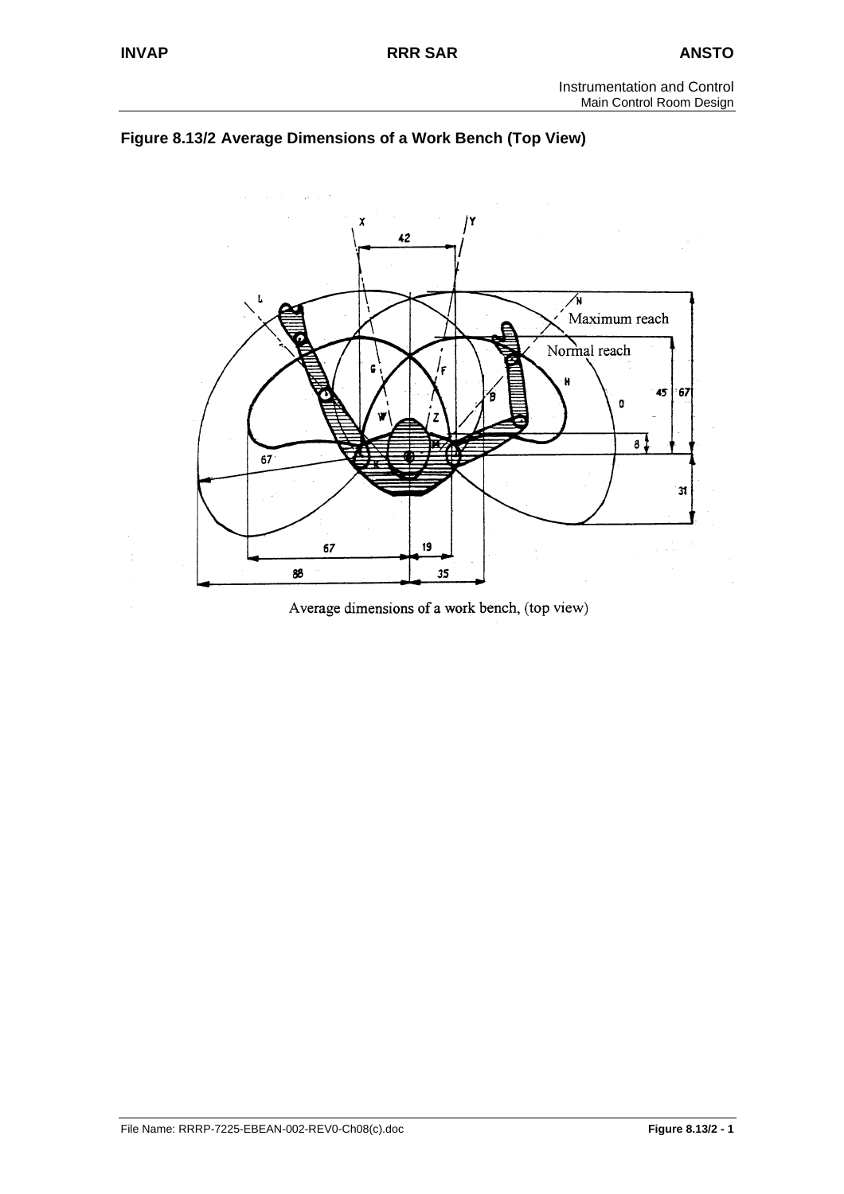**Figure 8.13/2 Average Dimensions of a Work Bench (Top View)**

Average dimensions of a work bench, (top view)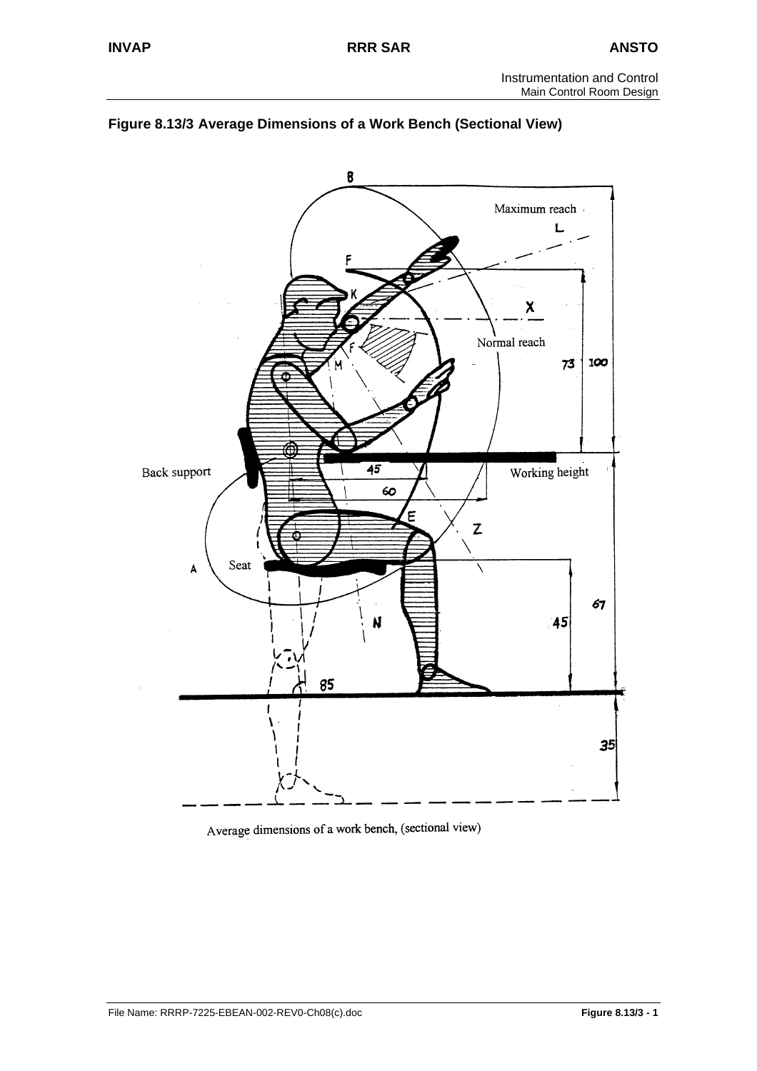**Figure 8.13/3 Average Dimensions of a Work Bench (Sectional View)**

Average dimensions of a work bench, (sectional view)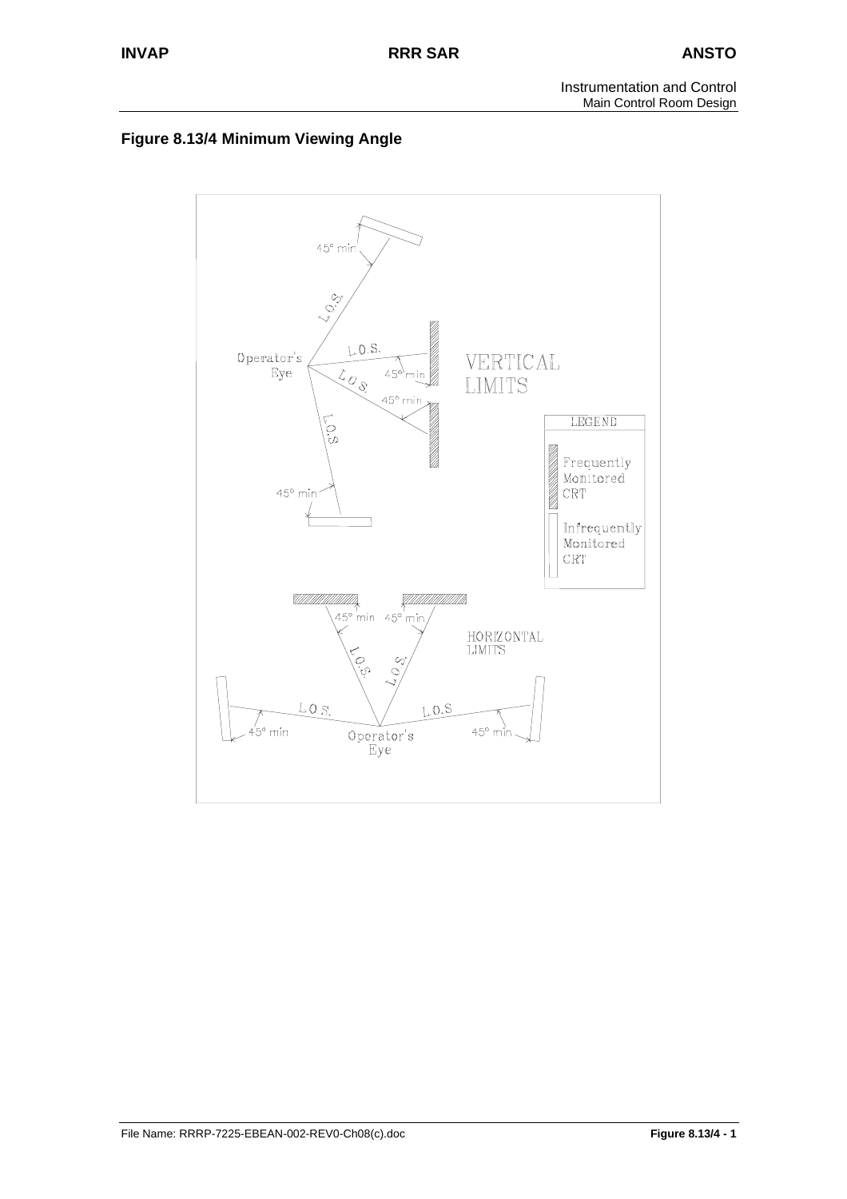**Figure 8.13/4 Minimum Viewing Angle**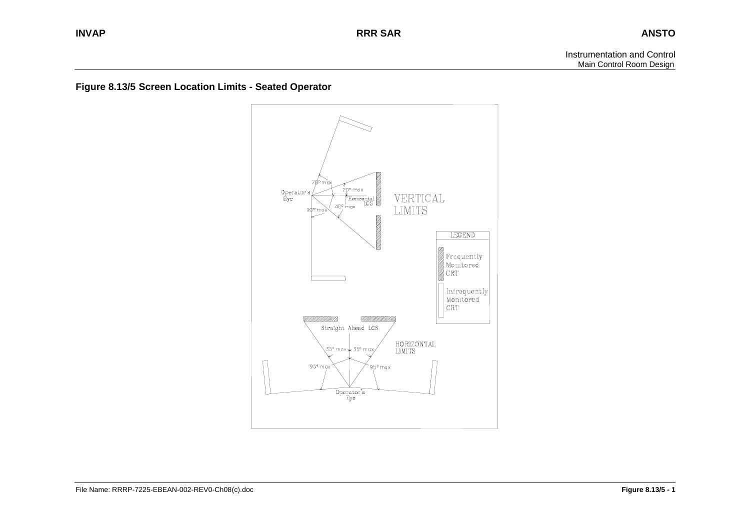## Figure 8.13/5 Screen Location Limits - Seated Operator

VERTICAL LIMITS

Operator's Eye

70° max

20° max

Horizontal LOS

40° max

90° max

LEGEND

Frequently Monitored CRT

Infrequently Monitored CRT

Straight Ahead LOS

HORIZONTAL LIMITS

35° max

35° max

95° max

95° max

Operator's Eye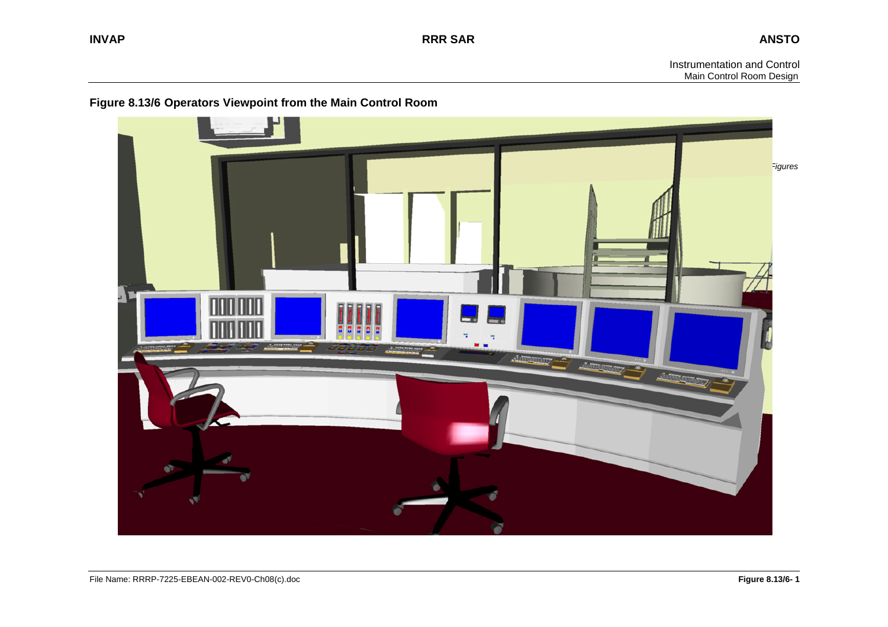**Figure 8.13/6 Operators Viewpoint from the Main Control Room**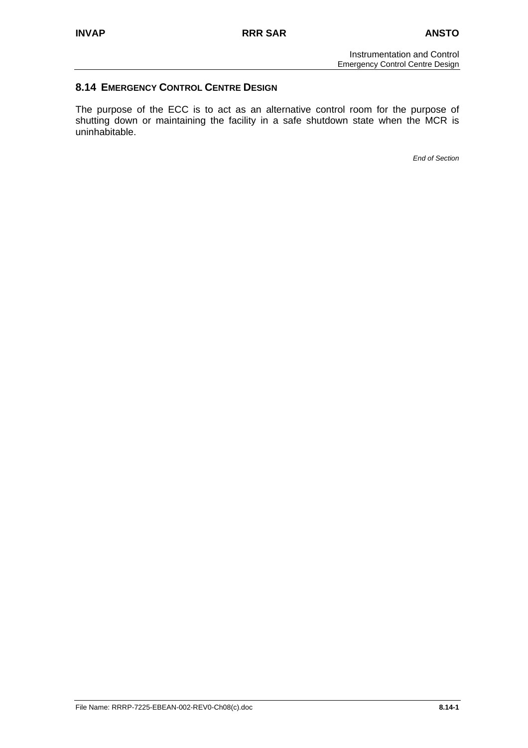## 8.14 EMERGENCY CONTROL CENTRE DESIGN

The purpose of the ECC is to act as an alternative control room for the purpose of shutting down or maintaining the facility in a safe shutdown state when the MCR is uninhabitable.

*End of Section*